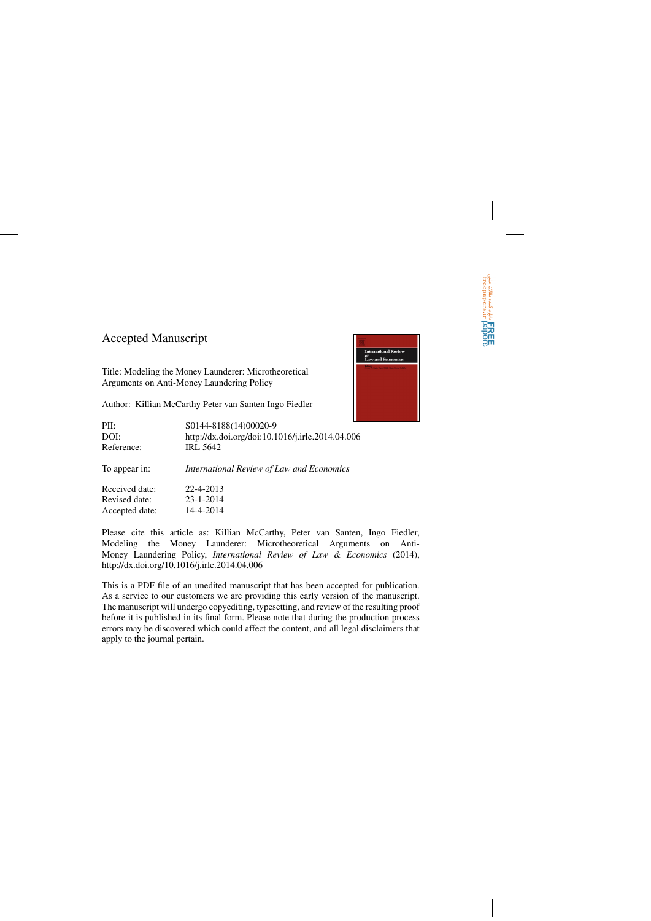# Accepted Manuscript

Title: Modeling the Money Launderer: Microtheoretical Arguments on Anti-Money Laundering Policy

Author: Killian McCarthy Peter van Santen Ingo Fiedler

| | |
|---|---|
| PII: | S0144-8188(14)00020-9 |
| DOI: | http://dx.doi.org/doi:10.1016/j.irle.2014.04.006 |
| Reference: | IRL 5642 |
| To appear in: | *International Review of Law and Economics* |
| Received date: | 22-4-2013 |
| Revised date: | 23-1-2014 |
| Accepted date: | 14-4-2014 |

Please cite this article as: Killian McCarthy, Peter van Santen, Ingo Fiedler, Modeling the Money Launderer: Microtheoretical Arguments on Anti-Money Laundering Policy, *International Review of Law & Economics* (2014), http://dx.doi.org/10.1016/j.irle.2014.04.006

This is a PDF file of an unedited manuscript that has been accepted for publication. As a service to our customers we are providing this early version of the manuscript. The manuscript will undergo copyediting, typesetting, and review of the resulting proof before it is published in its final form. Please note that during the production process errors may be discovered which could affect the content, and all legal disclaimers that apply to the journal pertain.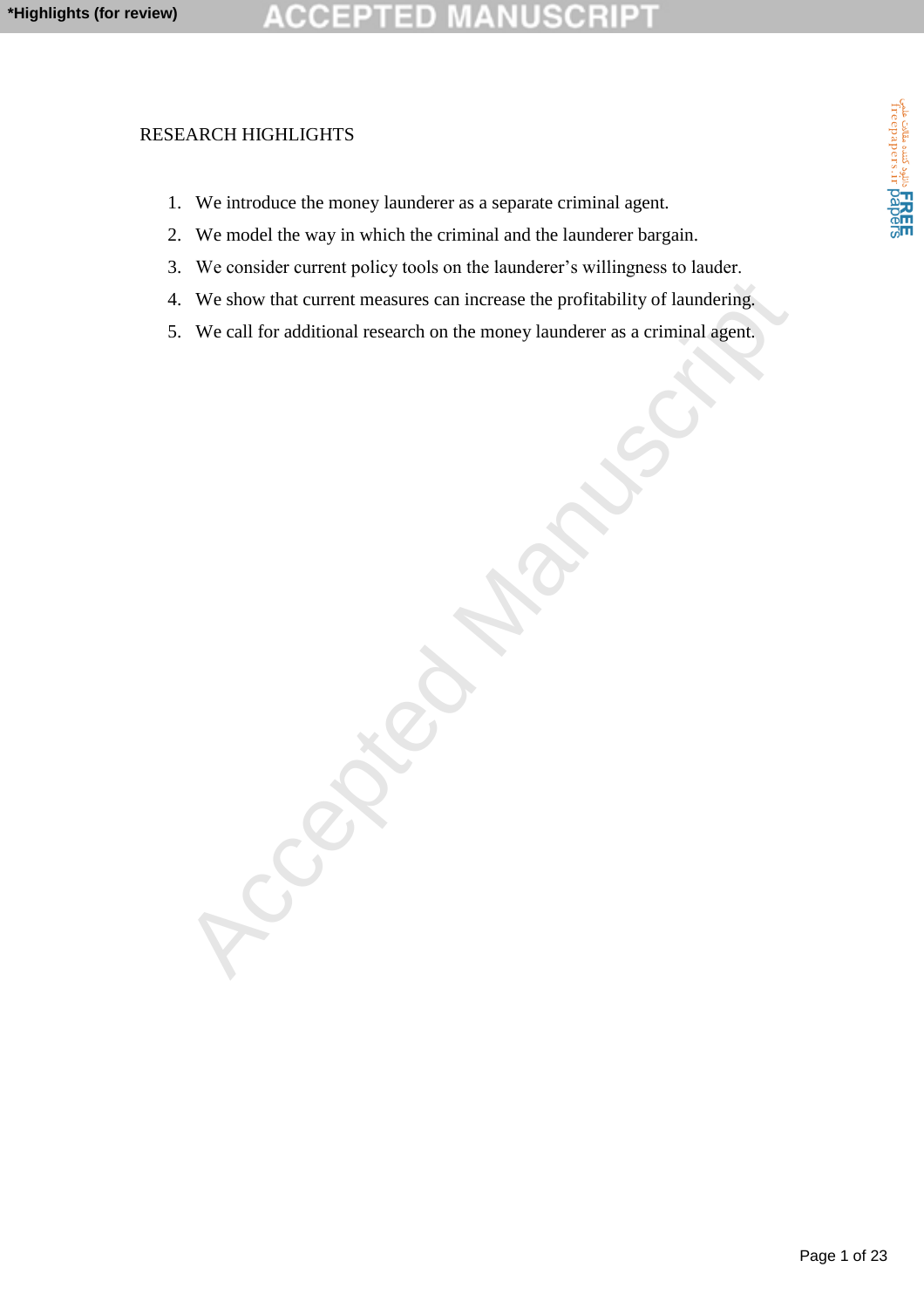RESEARCH HIGHLIGHTS

1. We introduce the money launderer as a separate criminal agent.
2. We model the way in which the criminal and the launderer bargain.
3. We consider current policy tools on the launderer's willingness to lauder.
4. We show that current measures can increase the profitability of laundering.
5. We call for additional research on the money launderer as a criminal agent.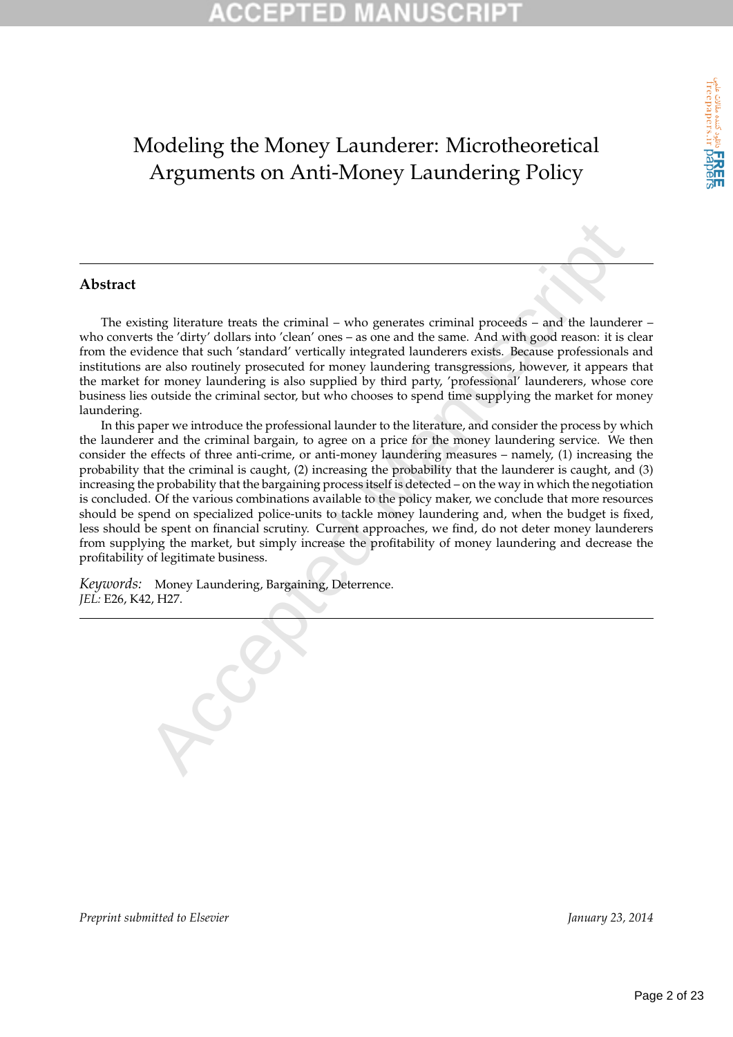# Modeling the Money Launderer: Microtheoretical Arguments on Anti-Money Laundering Policy

---

**Abstract**

The existing literature treats the criminal – who generates criminal proceeds – and the launderer – who converts the 'dirty' dollars into 'clean' ones – as one and the same. And with good reason: it is clear from the evidence that such 'standard' vertically integrated launderers exists. Because professionals and institutions are also routinely prosecuted for money laundering transgressions, however, it appears that the market for money laundering is also supplied by third party, 'professional' launderers, whose core business lies outside the criminal sector, but who chooses to spend time supplying the market for money laundering.

In this paper we introduce the professional launder to the literature, and consider the process by which the launderer and the criminal bargain, to agree on a price for the money laundering service. We then consider the effects of three anti-crime, or anti-money laundering measures – namely, (1) increasing the probability that the criminal is caught, (2) increasing the probability that the launderer is caught, and (3) increasing the probability that the bargaining process itself is detected – on the way in which the negotiation is concluded. Of the various combinations available to the policy maker, we conclude that more resources should be spend on specialized police-units to tackle money laundering and, when the budget is fixed, less should be spent on financial scrutiny. Current approaches, we find, do not deter money launderers from supplying the market, but simply increase the profitability of money laundering and decrease the profitability of legitimate business.

*Keywords:* Money Laundering, Bargaining, Deterrence.
*JEL:* E26, K42, H27.

---

*Preprint submitted to Elsevier* *January 23, 2014*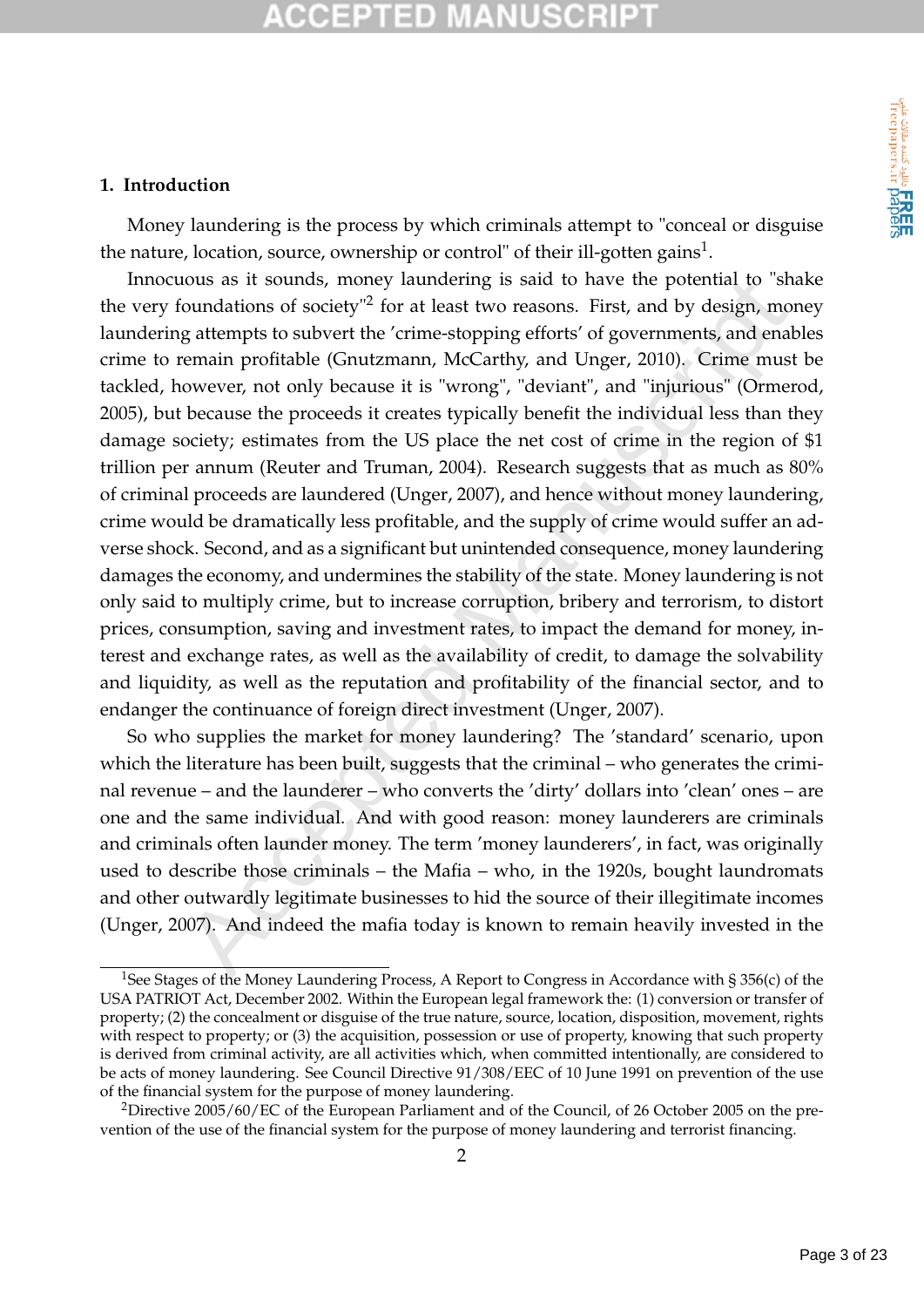## 1. Introduction

Money laundering is the process by which criminals attempt to "conceal or disguise the nature, location, source, ownership or control" of their ill-gotten gains[1].

Innocuous as it sounds, money laundering is said to have the potential to "shake the very foundations of society"[2] for at least two reasons. First, and by design, money laundering attempts to subvert the 'crime-stopping efforts' of governments, and enables crime to remain profitable (Gnutzmann, McCarthy, and Unger, 2010). Crime must be tackled, however, not only because it is "wrong", "deviant", and "injurious" (Ormerod, 2005), but because the proceeds it creates typically benefit the individual less than they damage society; estimates from the US place the net cost of crime in the region of $1 trillion per annum (Reuter and Truman, 2004). Research suggests that as much as 80% of criminal proceeds are laundered (Unger, 2007), and hence without money laundering, crime would be dramatically less profitable, and the supply of crime would suffer an adverse shock. Second, and as a significant but unintended consequence, money laundering damages the economy, and undermines the stability of the state. Money laundering is not only said to multiply crime, but to increase corruption, bribery and terrorism, to distort prices, consumption, saving and investment rates, to impact the demand for money, interest and exchange rates, as well as the availability of credit, to damage the solvability and liquidity, as well as the reputation and profitability of the financial sector, and to endanger the continuance of foreign direct investment (Unger, 2007).

So who supplies the market for money laundering? The 'standard' scenario, upon which the literature has been built, suggests that the criminal – who generates the criminal revenue – and the launderer – who converts the 'dirty' dollars into 'clean' ones – are one and the same individual. And with good reason: money launderers are criminals and criminals often launder money. The term 'money launderers', in fact, was originally used to describe those criminals – the Mafia – who, in the 1920s, bought laundromats and other outwardly legitimate businesses to hid the source of their illegitimate incomes (Unger, 2007). And indeed the mafia today is known to remain heavily invested in the

---

[1] See Stages of the Money Laundering Process, A Report to Congress in Accordance with § 356(c) of the USA PATRIOT Act, December 2002. Within the European legal framework the: (1) conversion or transfer of property; (2) the concealment or disguise of the true nature, source, location, disposition, movement, rights with respect to property; or (3) the acquisition, possession or use of property, knowing that such property is derived from criminal activity, are all activities which, when committed intentionally, are considered to be acts of money laundering. See Council Directive 91/308/EEC of 10 June 1991 on prevention of the use of the financial system for the purpose of money laundering.

[2] Directive 2005/60/EC of the European Parliament and of the Council, of 26 October 2005 on the prevention of the use of the financial system for the purpose of money laundering and terrorist financing.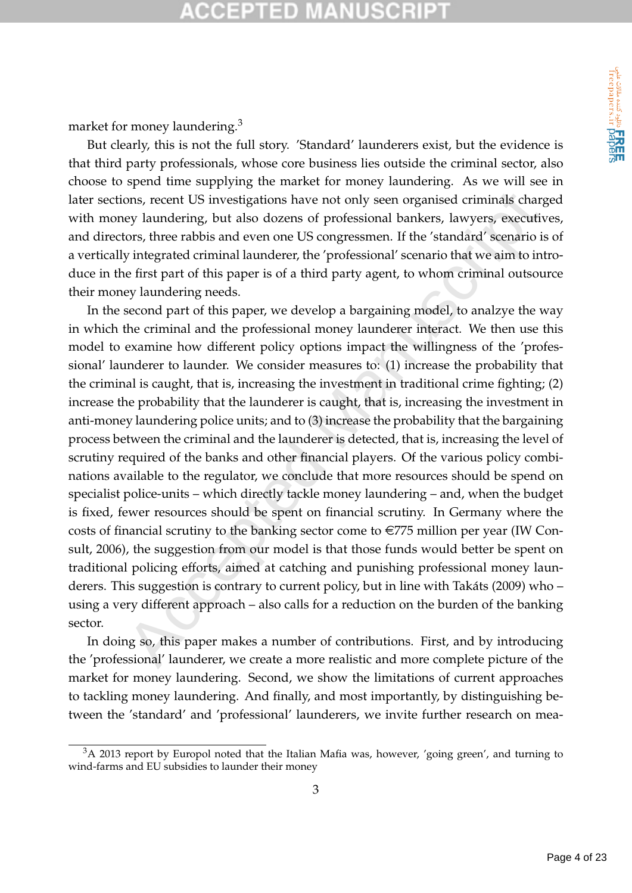market for money laundering.[3]

But clearly, this is not the full story. 'Standard' launderers exist, but the evidence is that third party professionals, whose core business lies outside the criminal sector, also choose to spend time supplying the market for money laundering. As we will see in later sections, recent US investigations have not only seen organised criminals charged with money laundering, but also dozens of professional bankers, lawyers, executives, and directors, three rabbis and even one US congressmen. If the 'standard' scenario is of a vertically integrated criminal launderer, the 'professional' scenario that we aim to introduce in the first part of this paper is of a third party agent, to whom criminal outsource their money laundering needs.

In the second part of this paper, we develop a bargaining model, to analzye the way in which the criminal and the professional money launderer interact. We then use this model to examine how different policy options impact the willingness of the 'professional' launderer to launder. We consider measures to: (1) increase the probability that the criminal is caught, that is, increasing the investment in traditional crime fighting; (2) increase the probability that the launderer is caught, that is, increasing the investment in anti-money laundering police units; and to (3) increase the probability that the bargaining process between the criminal and the launderer is detected, that is, increasing the level of scrutiny required of the banks and other financial players. Of the various policy combinations available to the regulator, we conclude that more resources should be spend on specialist police-units – which directly tackle money laundering – and, when the budget is fixed, fewer resources should be spent on financial scrutiny. In Germany where the costs of financial scrutiny to the banking sector come to €775 million per year (IW Consult, 2006), the suggestion from our model is that those funds would better be spent on traditional policing efforts, aimed at catching and punishing professional money launderers. This suggestion is contrary to current policy, but in line with Takáts (2009) who – using a very different approach – also calls for a reduction on the burden of the banking sector.

In doing so, this paper makes a number of contributions. First, and by introducing the 'professional' launderer, we create a more realistic and more complete picture of the market for money laundering. Second, we show the limitations of current approaches to tackling money laundering. And finally, and most importantly, by distinguishing between the 'standard' and 'professional' launderers, we invite further research on mea-

[3] A 2013 report by Europol noted that the Italian Mafia was, however, 'going green', and turning to wind-farms and EU subsidies to launder their money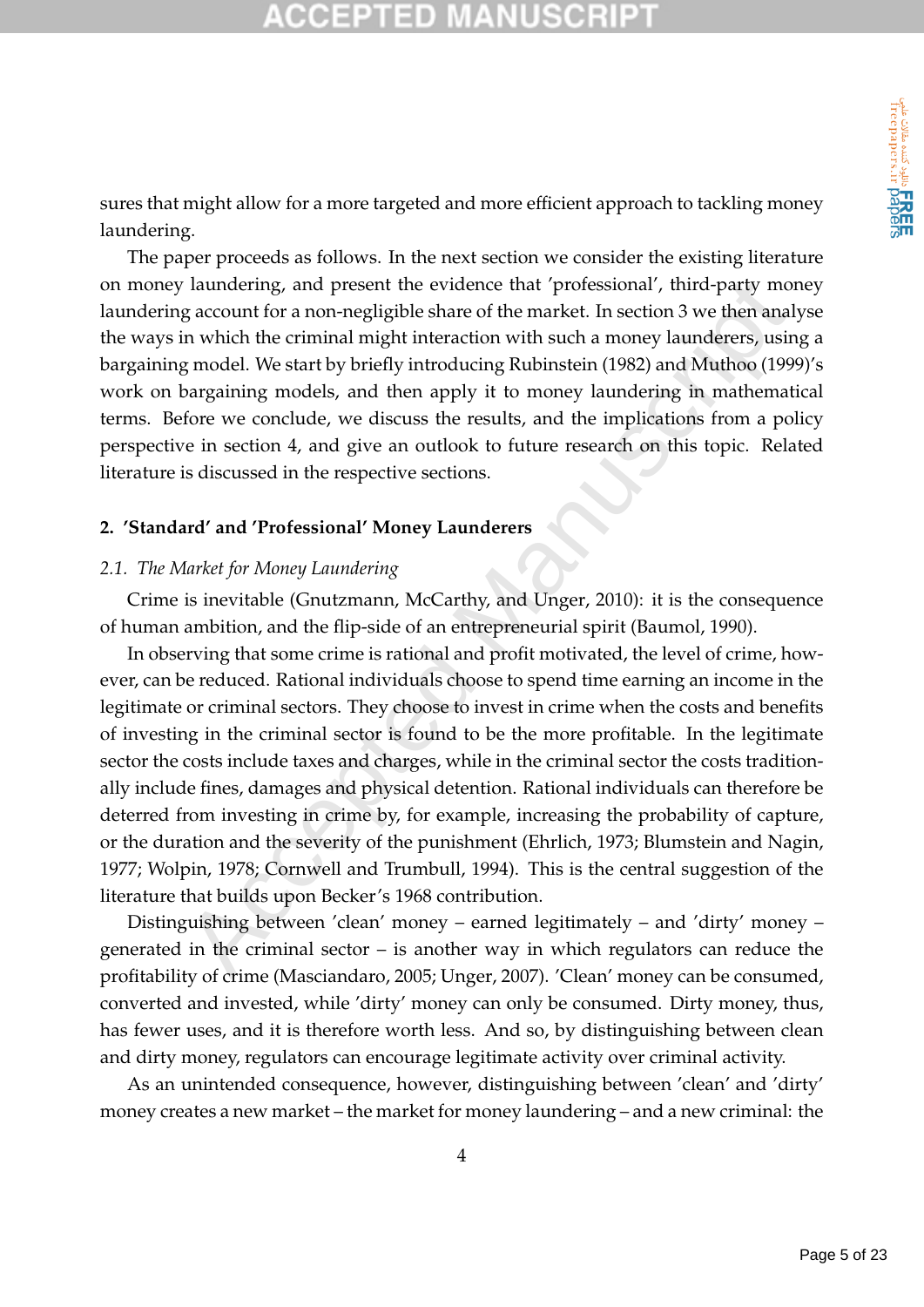sures that might allow for a more targeted and more efficient approach to tackling money laundering.

The paper proceeds as follows. In the next section we consider the existing literature on money laundering, and present the evidence that 'professional', third-party money laundering account for a non-negligible share of the market. In section 3 we then analyse the ways in which the criminal might interaction with such a money launderers, using a bargaining model. We start by briefly introducing Rubinstein (1982) and Muthoo (1999)'s work on bargaining models, and then apply it to money laundering in mathematical terms. Before we conclude, we discuss the results, and the implications from a policy perspective in section 4, and give an outlook to future research on this topic. Related literature is discussed in the respective sections.

## 2. 'Standard' and 'Professional' Money Launderers

### 2.1. The Market for Money Laundering

Crime is inevitable (Gnutzmann, McCarthy, and Unger, 2010): it is the consequence of human ambition, and the flip-side of an entrepreneurial spirit (Baumol, 1990).

In observing that some crime is rational and profit motivated, the level of crime, however, can be reduced. Rational individuals choose to spend time earning an income in the legitimate or criminal sectors. They choose to invest in crime when the costs and benefits of investing in the criminal sector is found to be the more profitable. In the legitimate sector the costs include taxes and charges, while in the criminal sector the costs traditionally include fines, damages and physical detention. Rational individuals can therefore be deterred from investing in crime by, for example, increasing the probability of capture, or the duration and the severity of the punishment (Ehrlich, 1973; Blumstein and Nagin, 1977; Wolpin, 1978; Cornwell and Trumbull, 1994). This is the central suggestion of the literature that builds upon Becker's 1968 contribution.

Distinguishing between 'clean' money – earned legitimately – and 'dirty' money – generated in the criminal sector – is another way in which regulators can reduce the profitability of crime (Masciandaro, 2005; Unger, 2007). 'Clean' money can be consumed, converted and invested, while 'dirty' money can only be consumed. Dirty money, thus, has fewer uses, and it is therefore worth less. And so, by distinguishing between clean and dirty money, regulators can encourage legitimate activity over criminal activity.

As an unintended consequence, however, distinguishing between 'clean' and 'dirty' money creates a new market – the market for money laundering – and a new criminal: the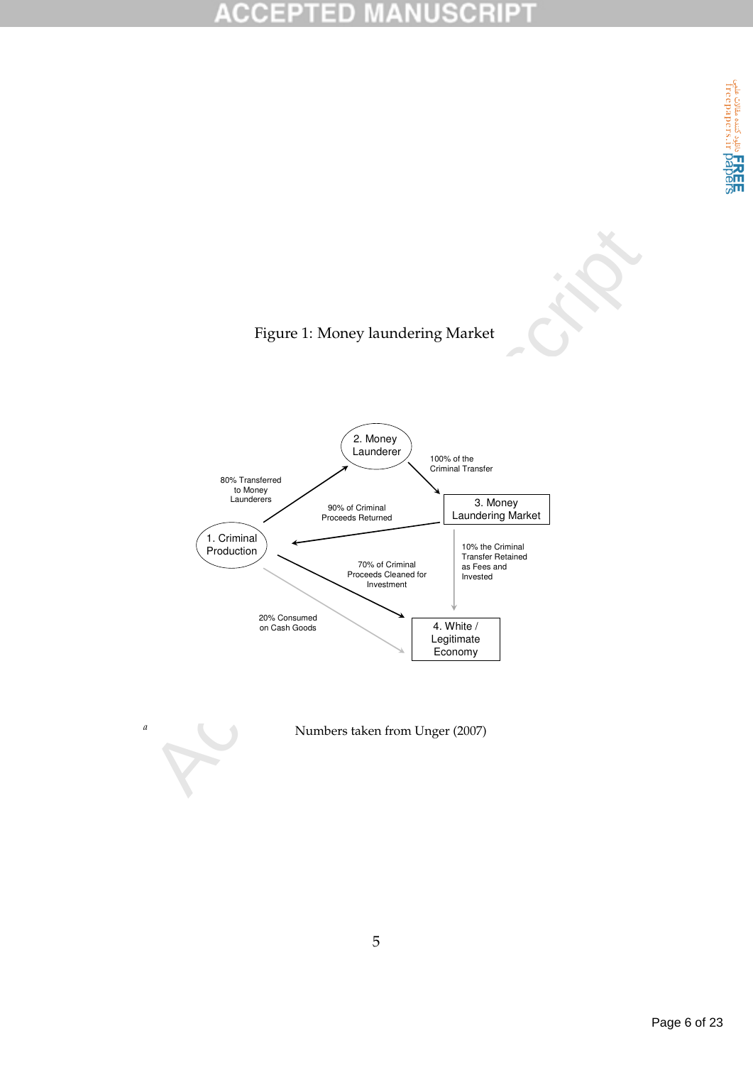Figure 1: Money laundering Market

2. Money Launderer

100% of the Criminal Transfer

80% Transferred to Money Launderers

90% of Criminal Proceeds Returned

3. Money Laundering Market

1. Criminal Production

10% the Criminal Transfer Retained as Fees and Invested

70% of Criminal Proceeds Cleaned for Investment

20% Consumed on Cash Goods

4. White / Legitimate Economy

[a] Numbers taken from Unger (2007)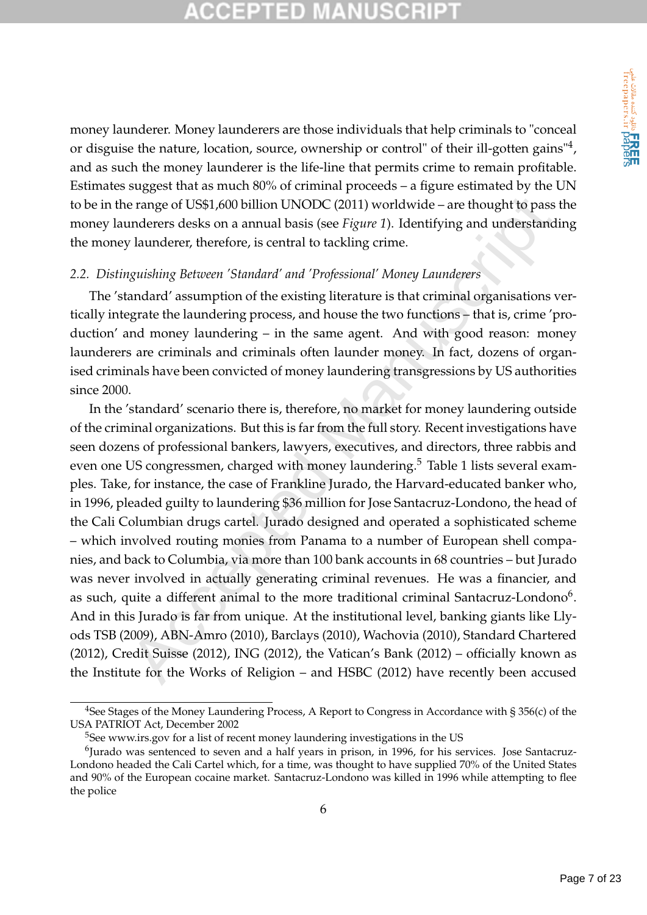money launderer. Money launderers are those individuals that help criminals to "conceal or disguise the nature, location, source, ownership or control" of their ill-gotten gains"[4], and as such the money launderer is the life-line that permits crime to remain profitable. Estimates suggest that as much 80% of criminal proceeds – a figure estimated by the UN to be in the range of US$1,600 billion UNODC (2011) worldwide – are thought to pass the money launderers desks on a annual basis (see *Figure 1*). Identifying and understanding the money launderer, therefore, is central to tackling crime.

### *2.2. Distinguishing Between 'Standard' and 'Professional' Money Launderers*

The 'standard' assumption of the existing literature is that criminal organisations vertically integrate the laundering process, and house the two functions – that is, crime 'production' and money laundering – in the same agent. And with good reason: money launderers are criminals and criminals often launder money. In fact, dozens of organised criminals have been convicted of money laundering transgressions by US authorities since 2000.

In the 'standard' scenario there is, therefore, no market for money laundering outside of the criminal organizations. But this is far from the full story. Recent investigations have seen dozens of professional bankers, lawyers, executives, and directors, three rabbis and even one US congressmen, charged with money laundering.[5] Table 1 lists several examples. Take, for instance, the case of Frankline Jurado, the Harvard-educated banker who, in 1996, pleaded guilty to laundering $36 million for Jose Santacruz-Londono, the head of the Cali Columbian drugs cartel. Jurado designed and operated a sophisticated scheme – which involved routing monies from Panama to a number of European shell companies, and back to Columbia, via more than 100 bank accounts in 68 countries – but Jurado was never involved in actually generating criminal revenues. He was a financier, and as such, quite a different animal to the more traditional criminal Santacruz-Londono[6]. And in this Jurado is far from unique. At the institutional level, banking giants like Lylods TSB (2009), ABN-Amro (2010), Barclays (2010), Wachovia (2010), Standard Chartered (2012), Credit Suisse (2012), ING (2012), the Vatican's Bank (2012) – officially known as the Institute for the Works of Religion – and HSBC (2012) have recently been accused

---

[4]See Stages of the Money Laundering Process, A Report to Congress in Accordance with § 356(c) of the USA PATRIOT Act, December 2002

[5]See www.irs.gov for a list of recent money laundering investigations in the US

[6]Jurado was sentenced to seven and a half years in prison, in 1996, for his services. Jose Santacruz-Londono headed the Cali Cartel which, for a time, was thought to have supplied 70% of the United States and 90% of the European cocaine market. Santacruz-Londono was killed in 1996 while attempting to flee the police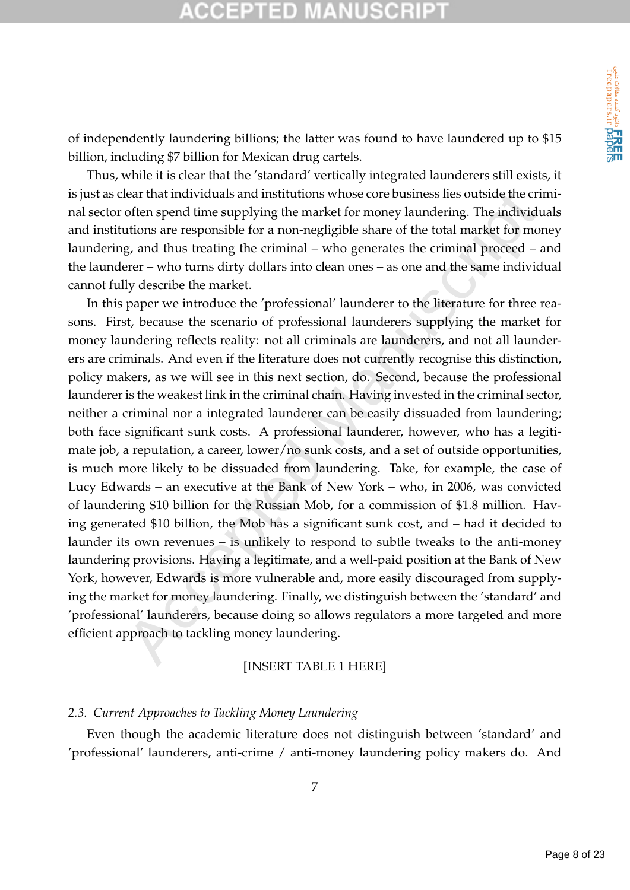of independently laundering billions; the latter was found to have laundered up to $15 billion, including $7 billion for Mexican drug cartels.

Thus, while it is clear that the 'standard' vertically integrated launderers still exists, it is just as clear that individuals and institutions whose core business lies outside the criminal sector often spend time supplying the market for money laundering. The individuals and institutions are responsible for a non-negligible share of the total market for money laundering, and thus treating the criminal – who generates the criminal proceed – and the launderer – who turns dirty dollars into clean ones – as one and the same individual cannot fully describe the market.

In this paper we introduce the 'professional' launderer to the literature for three reasons. First, because the scenario of professional launderers supplying the market for money laundering reflects reality: not all criminals are launderers, and not all launderers are criminals. And even if the literature does not currently recognise this distinction, policy makers, as we will see in this next section, do. Second, because the professional launderer is the weakest link in the criminal chain. Having invested in the criminal sector, neither a criminal nor a integrated launderer can be easily dissuaded from laundering; both face significant sunk costs. A professional launderer, however, who has a legitimate job, a reputation, a career, lower/no sunk costs, and a set of outside opportunities, is much more likely to be dissuaded from laundering. Take, for example, the case of Lucy Edwards – an executive at the Bank of New York – who, in 2006, was convicted of laundering $10 billion for the Russian Mob, for a commission of $1.8 million. Having generated $10 billion, the Mob has a significant sunk cost, and – had it decided to launder its own revenues – is unlikely to respond to subtle tweaks to the anti-money laundering provisions. Having a legitimate, and a well-paid position at the Bank of New York, however, Edwards is more vulnerable and, more easily discouraged from supplying the market for money laundering. Finally, we distinguish between the 'standard' and 'professional' launderers, because doing so allows regulators a more targeted and more efficient approach to tackling money laundering.

[INSERT TABLE 1 HERE]

### 2.3. *Current Approaches to Tackling Money Laundering*

Even though the academic literature does not distinguish between 'standard' and 'professional' launderers, anti-crime / anti-money laundering policy makers do. And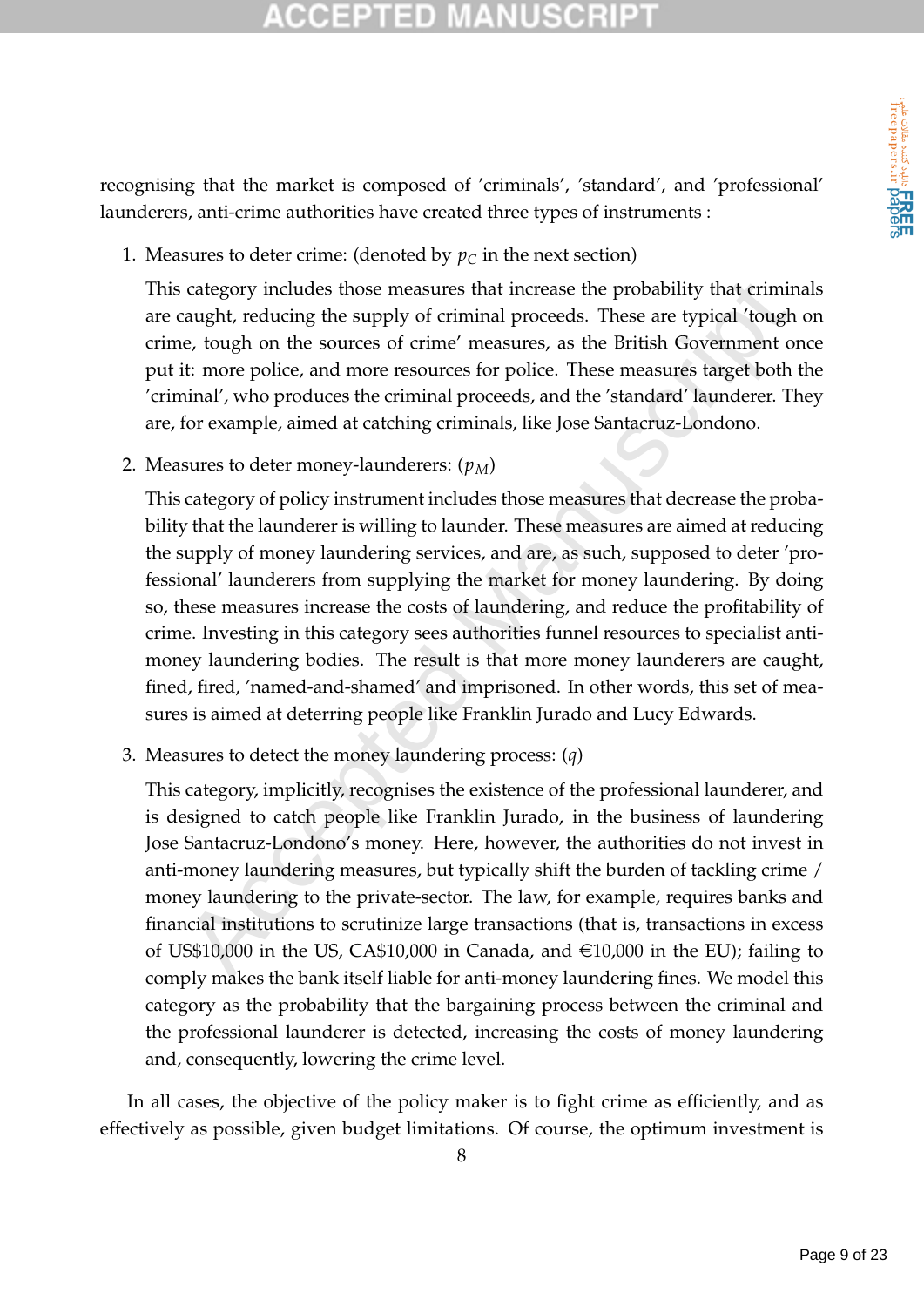recognising that the market is composed of 'criminals', 'standard', and 'professional' launderers, anti-crime authorities have created three types of instruments :

1. Measures to deter crime: (denoted by $p_C$ in the next section)

   This category includes those measures that increase the probability that criminals are caught, reducing the supply of criminal proceeds. These are typical 'tough on crime, tough on the sources of crime' measures, as the British Government once put it: more police, and more resources for police. These measures target both the 'criminal', who produces the criminal proceeds, and the 'standard' launderer. They are, for example, aimed at catching criminals, like Jose Santacruz-Londono.

2. Measures to deter money-launderers: ($p_M$)

   This category of policy instrument includes those measures that decrease the probability that the launderer is willing to launder. These measures are aimed at reducing the supply of money laundering services, and are, as such, supposed to deter 'professional' launderers from supplying the market for money laundering. By doing so, these measures increase the costs of laundering, and reduce the profitability of crime. Investing in this category sees authorities funnel resources to specialist anti-money laundering bodies. The result is that more money launderers are caught, fined, fired, 'named-and-shamed' and imprisoned. In other words, this set of measures is aimed at deterring people like Franklin Jurado and Lucy Edwards.

3. Measures to detect the money laundering process: ($q$)

   This category, implicitly, recognises the existence of the professional launderer, and is designed to catch people like Franklin Jurado, in the business of laundering Jose Santacruz-Londono's money. Here, however, the authorities do not invest in anti-money laundering measures, but typically shift the burden of tackling crime / money laundering to the private-sector. The law, for example, requires banks and financial institutions to scrutinize large transactions (that is, transactions in excess of US$10,000 in the US, CA$10,000 in Canada, and €10,000 in the EU); failing to comply makes the bank itself liable for anti-money laundering fines. We model this category as the probability that the bargaining process between the criminal and the professional launderer is detected, increasing the costs of money laundering and, consequently, lowering the crime level.

In all cases, the objective of the policy maker is to fight crime as efficiently, and as effectively as possible, given budget limitations. Of course, the optimum investment is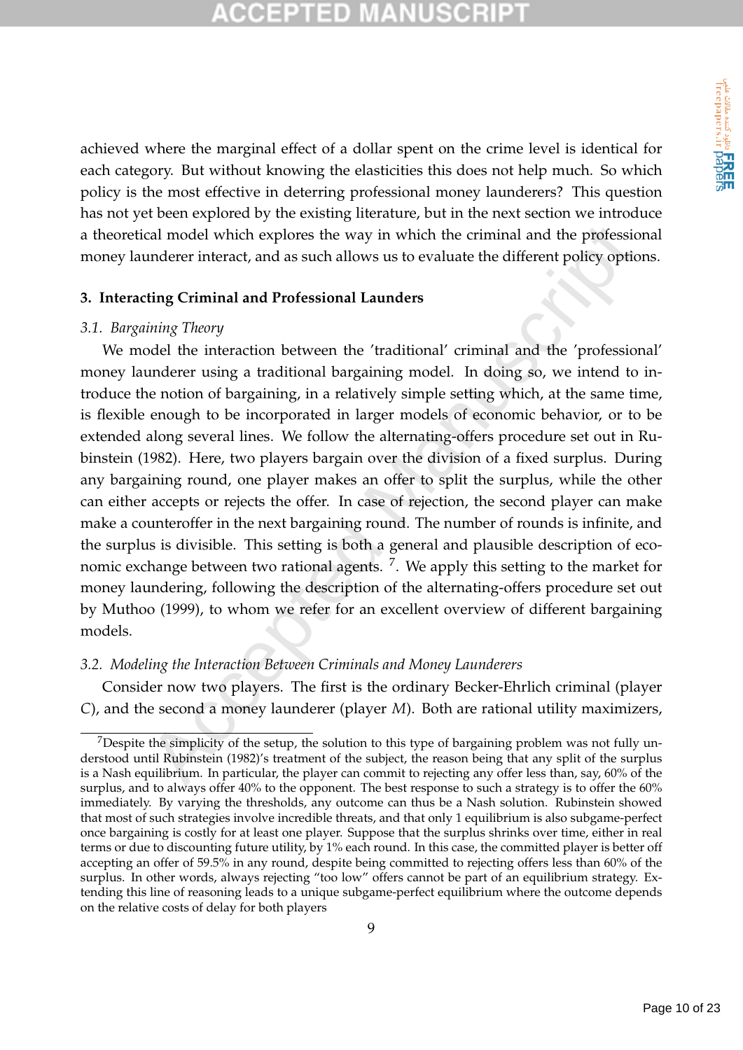achieved where the marginal effect of a dollar spent on the crime level is identical for each category. But without knowing the elasticities this does not help much. So which policy is the most effective in deterring professional money launderers? This question has not yet been explored by the existing literature, but in the next section we introduce a theoretical model which explores the way in which the criminal and the professional money launderer interact, and as such allows us to evaluate the different policy options.

## 3. Interacting Criminal and Professional Launders

### *3.1. Bargaining Theory*

We model the interaction between the 'traditional' criminal and the 'professional' money launderer using a traditional bargaining model. In doing so, we intend to introduce the notion of bargaining, in a relatively simple setting which, at the same time, is flexible enough to be incorporated in larger models of economic behavior, or to be extended along several lines. We follow the alternating-offers procedure set out in Rubinstein (1982). Here, two players bargain over the division of a fixed surplus. During any bargaining round, one player makes an offer to split the surplus, while the other can either accepts or rejects the offer. In case of rejection, the second player can make make a counteroffer in the next bargaining round. The number of rounds is infinite, and the surplus is divisible. This setting is both a general and plausible description of economic exchange between two rational agents. [7]. We apply this setting to the market for money laundering, following the description of the alternating-offers procedure set out by Muthoo (1999), to whom we refer for an excellent overview of different bargaining models.

### *3.2. Modeling the Interaction Between Criminals and Money Launderers*

Consider now two players. The first is the ordinary Becker-Ehrlich criminal (player $C$), and the second a money launderer (player $M$). Both are rational utility maximizers,

[7] Despite the simplicity of the setup, the solution to this type of bargaining problem was not fully understood until Rubinstein (1982)'s treatment of the subject, the reason being that any split of the surplus is a Nash equilibrium. In particular, the player can commit to rejecting any offer less than, say, 60% of the surplus, and to always offer 40% to the opponent. The best response to such a strategy is to offer the 60% immediately. By varying the thresholds, any outcome can thus be a Nash solution. Rubinstein showed that most of such strategies involve incredible threats, and that only 1 equilibrium is also subgame-perfect once bargaining is costly for at least one player. Suppose that the surplus shrinks over time, either in real terms or due to discounting future utility, by 1% each round. In this case, the committed player is better off accepting an offer of 59.5% in any round, despite being committed to rejecting offers less than 60% of the surplus. In other words, always rejecting "too low" offers cannot be part of an equilibrium strategy. Extending this line of reasoning leads to a unique subgame-perfect equilibrium where the outcome depends on the relative costs of delay for both players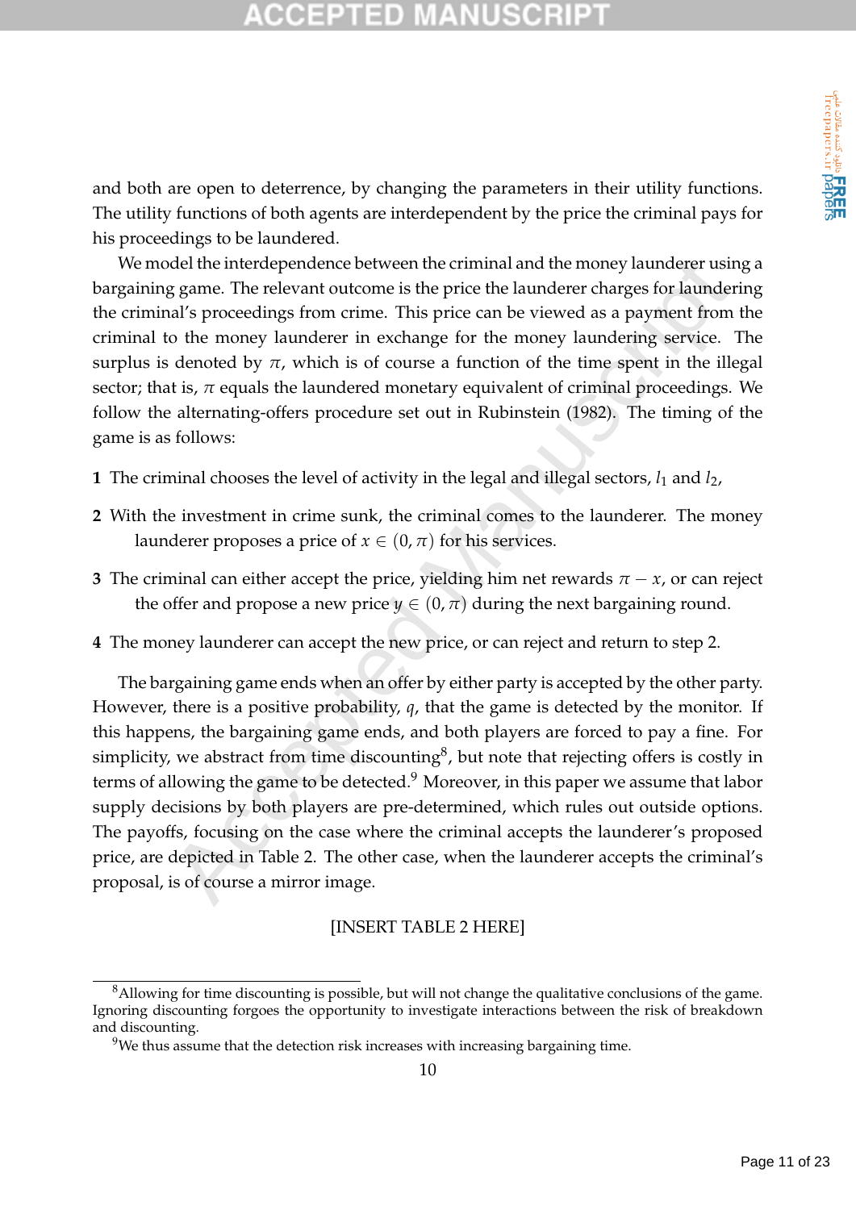and both are open to deterrence, by changing the parameters in their utility functions. The utility functions of both agents are interdependent by the price the criminal pays for his proceedings to be laundered.

We model the interdependence between the criminal and the money launderer using a bargaining game. The relevant outcome is the price the launderer charges for laundering the criminal's proceedings from crime. This price can be viewed as a payment from the criminal to the money launderer in exchange for the money laundering service. The surplus is denoted by $\pi$, which is of course a function of the time spent in the illegal sector; that is, $\pi$ equals the laundered monetary equivalent of criminal proceedings. We follow the alternating-offers procedure set out in Rubinstein (1982). The timing of the game is as follows:

**1** The criminal chooses the level of activity in the legal and illegal sectors, $l_1$ and $l_2$,

**2** With the investment in crime sunk, the criminal comes to the launderer. The money launderer proposes a price of $x \in (0, \pi)$ for his services.

**3** The criminal can either accept the price, yielding him net rewards $\pi - x$, or can reject the offer and propose a new price $y \in (0, \pi)$ during the next bargaining round.

**4** The money launderer can accept the new price, or can reject and return to step 2.

The bargaining game ends when an offer by either party is accepted by the other party. However, there is a positive probability, $q$, that the game is detected by the monitor. If this happens, the bargaining game ends, and both players are forced to pay a fine. For simplicity, we abstract from time discounting[8], but note that rejecting offers is costly in terms of allowing the game to be detected.[9] Moreover, in this paper we assume that labor supply decisions by both players are pre-determined, which rules out outside options. The payoffs, focusing on the case where the criminal accepts the launderer's proposed price, are depicted in Table 2. The other case, when the launderer accepts the criminal's proposal, is of course a mirror image.

[INSERT TABLE 2 HERE]

[8] Allowing for time discounting is possible, but will not change the qualitative conclusions of the game. Ignoring discounting forgoes the opportunity to investigate interactions between the risk of breakdown and discounting.

[9] We thus assume that the detection risk increases with increasing bargaining time.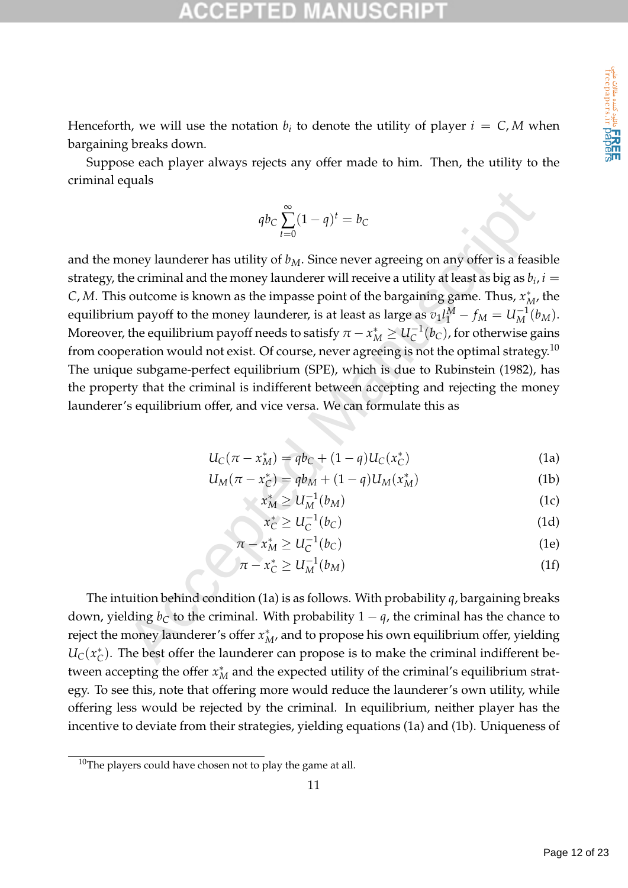Henceforth, we will use the notation $b_i$ to denote the utility of player $i = C, M$ when bargaining breaks down.

Suppose each player always rejects any offer made to him. Then, the utility to the criminal equals

$$qb_C \sum_{t=0}^{\infty} (1-q)^t = b_C$$

and the money launderer has utility of $b_M$. Since never agreeing on any offer is a feasible strategy, the criminal and the money launderer will receive a utility at least as big as $b_i, i = C, M$. This outcome is known as the impasse point of the bargaining game. Thus, $x_M^*$, the equilibrium payoff to the money launderer, is at least as large as $v_1 l_1^M - f_M = U_M^{-1}(b_M)$. Moreover, the equilibrium payoff needs to satisfy $\pi - x_M^* \geq U_C^{-1}(b_C)$, for otherwise gains from cooperation would not exist. Of course, never agreeing is not the optimal strategy.[10] The unique subgame-perfect equilibrium (SPE), which is due to Rubinstein (1982), has the property that the criminal is indifferent between accepting and rejecting the money launderer's equilibrium offer, and vice versa. We can formulate this as

$$U_C(\pi - x_M^*) = qb_C + (1-q)U_C(x_C^*) \quad \text{(1a)}$$

$$U_M(\pi - x_C^*) = qb_M + (1-q)U_M(x_M^*) \quad \text{(1b)}$$

$$x_M^* \geq U_M^{-1}(b_M) \quad \text{(1c)}$$

$$x_C^* \geq U_C^{-1}(b_C) \quad \text{(1d)}$$

$$\pi - x_M^* \geq U_C^{-1}(b_C) \quad \text{(1e)}$$

$$\pi - x_C^* \geq U_M^{-1}(b_M) \quad \text{(1f)}$$

The intuition behind condition (1a) is as follows. With probability $q$, bargaining breaks down, yielding $b_C$ to the criminal. With probability $1-q$, the criminal has the chance to reject the money launderer's offer $x_M^*$, and to propose his own equilibrium offer, yielding $U_C(x_C^*)$. The best offer the launderer can propose is to make the criminal indifferent between accepting the offer $x_M^*$ and the expected utility of the criminal's equilibrium strategy. To see this, note that offering more would reduce the launderer's own utility, while offering less would be rejected by the criminal. In equilibrium, neither player has the incentive to deviate from their strategies, yielding equations (1a) and (1b). Uniqueness of

[10] The players could have chosen not to play the game at all.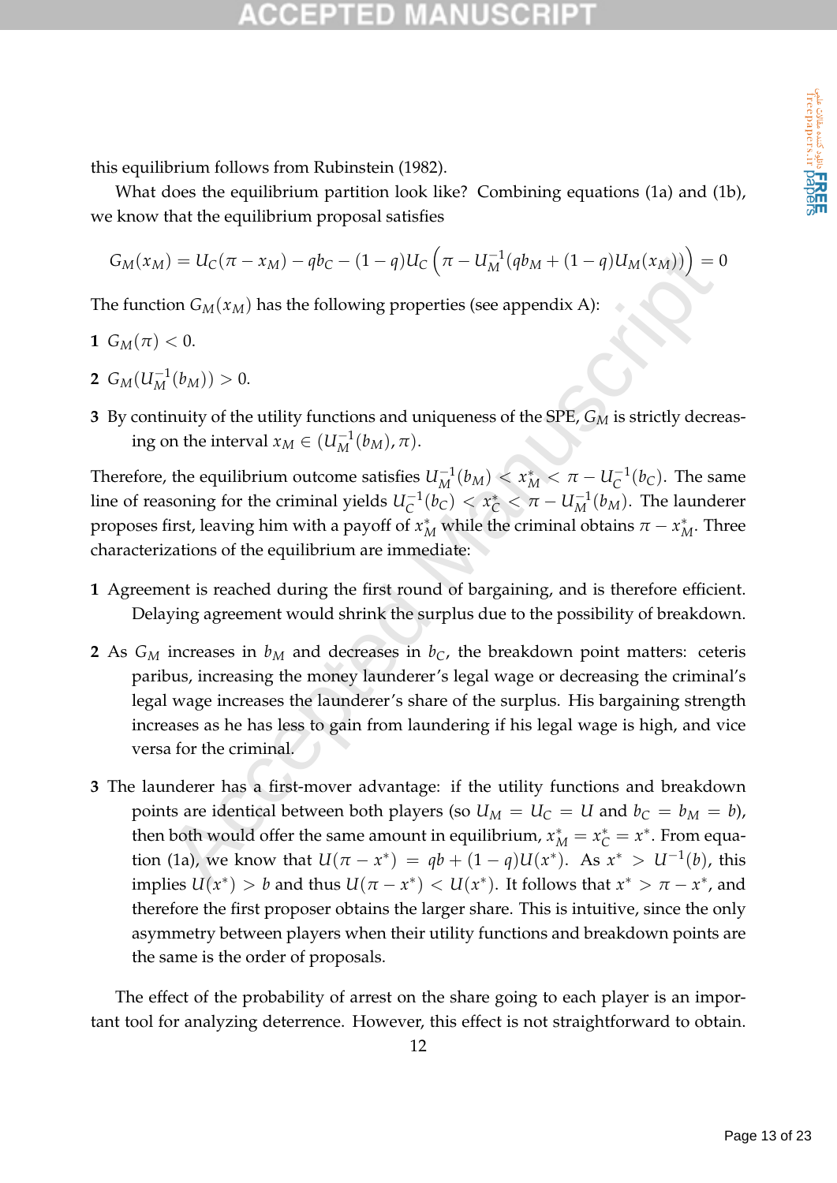this equilibrium follows from Rubinstein (1982).

What does the equilibrium partition look like? Combining equations (1a) and (1b), we know that the equilibrium proposal satisfies

$$G_M(x_M) = U_C(\pi - x_M) - qb_C - (1-q)U_C\left(\pi - U_M^{-1}(qb_M + (1-q)U_M(x_M))\right) = 0$$

The function $G_M(x_M)$ has the following properties (see appendix A):

**1** $G_M(\pi) < 0$.

**2** $G_M(U_M^{-1}(b_M)) > 0$.

**3** By continuity of the utility functions and uniqueness of the SPE, $G_M$ is strictly decreasing on the interval $x_M \in (U_M^{-1}(b_M), \pi)$.

Therefore, the equilibrium outcome satisfies $U_M^{-1}(b_M) < x_M^* < \pi - U_C^{-1}(b_C)$. The same line of reasoning for the criminal yields $U_C^{-1}(b_C) < x_C^* < \pi - U_M^{-1}(b_M)$. The launderer proposes first, leaving him with a payoff of $x_M^*$ while the criminal obtains $\pi - x_M^*$. Three characterizations of the equilibrium are immediate:

**1** Agreement is reached during the first round of bargaining, and is therefore efficient. Delaying agreement would shrink the surplus due to the possibility of breakdown.

**2** As $G_M$ increases in $b_M$ and decreases in $b_C$, the breakdown point matters: ceteris paribus, increasing the money launderer's legal wage or decreasing the criminal's legal wage increases the launderer's share of the surplus. His bargaining strength increases as he has less to gain from laundering if his legal wage is high, and vice versa for the criminal.

**3** The launderer has a first-mover advantage: if the utility functions and breakdown points are identical between both players (so $U_M = U_C = U$ and $b_C = b_M = b$), then both would offer the same amount in equilibrium, $x_M^* = x_C^* = x^*$. From equation (1a), we know that $U(\pi - x^*) = qb + (1-q)U(x^*)$. As $x^* > U^{-1}(b)$, this implies $U(x^*) > b$ and thus $U(\pi - x^*) < U(x^*)$. It follows that $x^* > \pi - x^*$, and therefore the first proposer obtains the larger share. This is intuitive, since the only asymmetry between players when their utility functions and breakdown points are the same is the order of proposals.

The effect of the probability of arrest on the share going to each player is an important tool for analyzing deterrence. However, this effect is not straightforward to obtain.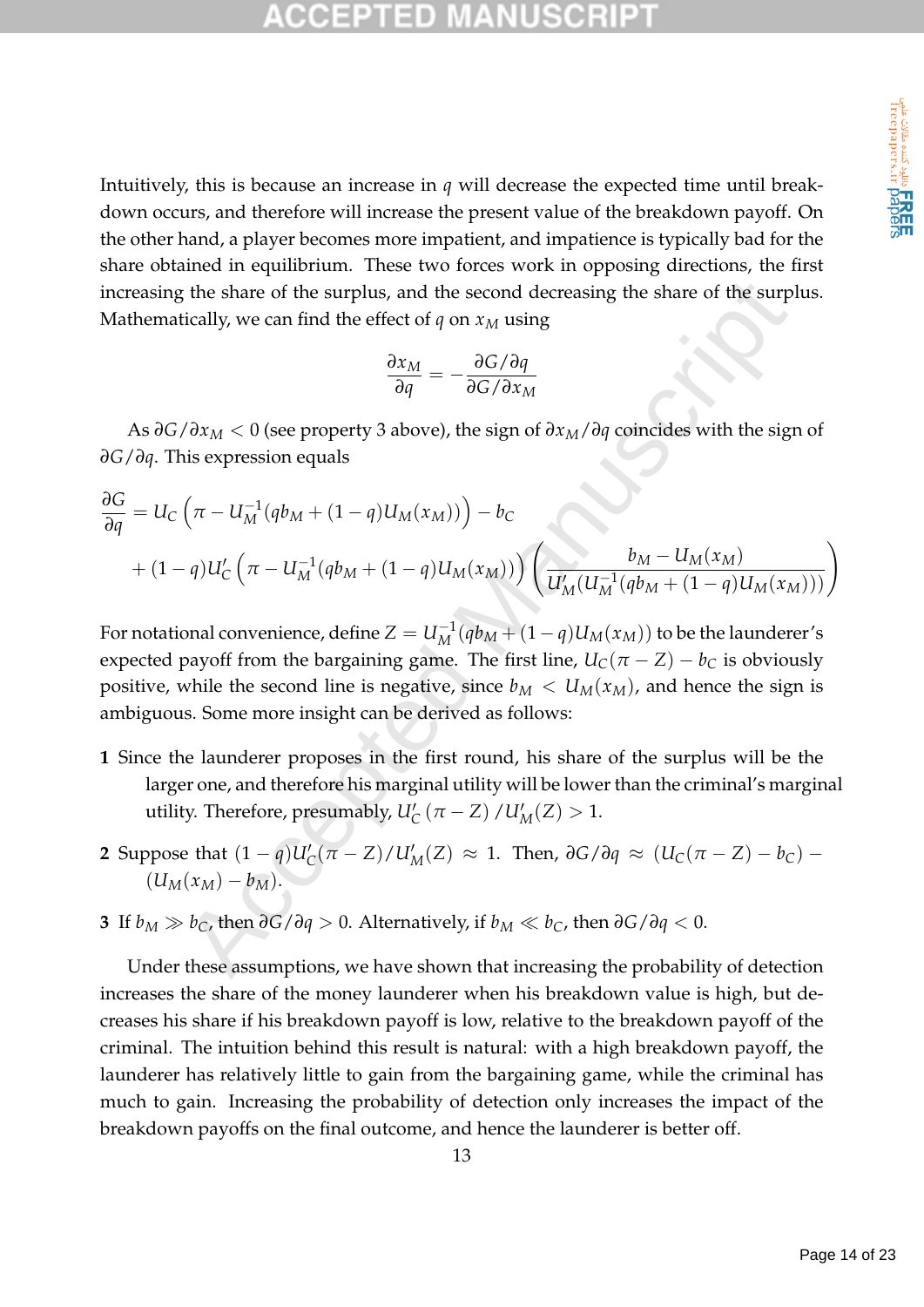Intuitively, this is because an increase in $q$ will decrease the expected time until breakdown occurs, and therefore will increase the present value of the breakdown payoff. On the other hand, a player becomes more impatient, and impatience is typically bad for the share obtained in equilibrium. These two forces work in opposing directions, the first increasing the share of the surplus, and the second decreasing the share of the surplus. Mathematically, we can find the effect of $q$ on $x_M$ using

$$\frac{\partial x_M}{\partial q} = -\frac{\partial G/\partial q}{\partial G/\partial x_M}$$

As $\partial G/\partial x_M < 0$ (see property 3 above), the sign of $\partial x_M/\partial q$ coincides with the sign of $\partial G/\partial q$. This expression equals

$$\begin{aligned}\frac{\partial G}{\partial q} &= U_C\left(\pi - U_M^{-1}(qb_M + (1-q)U_M(x_M))\right) - b_C \\ &+ (1-q)U_C'\left(\pi - U_M^{-1}(qb_M + (1-q)U_M(x_M))\right)\left(\frac{b_M - U_M(x_M)}{U_M'(U_M^{-1}(qb_M + (1-q)U_M(x_M)))}\right)\end{aligned}$$

For notational convenience, define $Z = U_M^{-1}(qb_M + (1-q)U_M(x_M))$ to be the launderer's expected payoff from the bargaining game. The first line, $U_C(\pi - Z) - b_C$ is obviously positive, while the second line is negative, since $b_M < U_M(x_M)$, and hence the sign is ambiguous. Some more insight can be derived as follows:

**1** Since the launderer proposes in the first round, his share of the surplus will be the larger one, and therefore his marginal utility will be lower than the criminal's marginal utility. Therefore, presumably, $U_C'(\pi - Z)/U_M'(Z) > 1$.

**2** Suppose that $(1-q)U_C'(\pi - Z)/U_M'(Z) \approx 1$. Then, $\partial G/\partial q \approx (U_C(\pi - Z) - b_C) - (U_M(x_M) - b_M)$.

**3** If $b_M \gg b_C$, then $\partial G/\partial q > 0$. Alternatively, if $b_M \ll b_C$, then $\partial G/\partial q < 0$.

Under these assumptions, we have shown that increasing the probability of detection increases the share of the money launderer when his breakdown value is high, but decreases his share if his breakdown payoff is low, relative to the breakdown payoff of the criminal. The intuition behind this result is natural: with a high breakdown payoff, the launderer has relatively little to gain from the bargaining game, while the criminal has much to gain. Increasing the probability of detection only increases the impact of the breakdown payoffs on the final outcome, and hence the launderer is better off.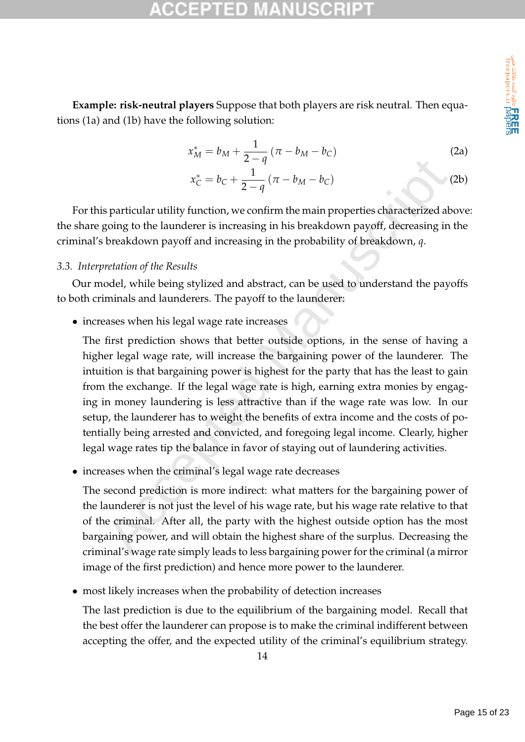**Example: risk-neutral players** Suppose that both players are risk neutral. Then equations (1a) and (1b) have the following solution:

$$x_M^* = b_M + \frac{1}{2-q}\left(\pi - b_M - b_C\right) \tag{2a}$$

$$x_C^* = b_C + \frac{1}{2-q}\left(\pi - b_M - b_C\right) \tag{2b}$$

For this particular utility function, we confirm the main properties characterized above: the share going to the launderer is increasing in his breakdown payoff, decreasing in the criminal's breakdown payoff and increasing in the probability of breakdown, $q$.

### 3.3. Interpretation of the Results

Our model, while being stylized and abstract, can be used to understand the payoffs to both criminals and launderers. The payoff to the launderer:

- increases when his legal wage rate increases

  The first prediction shows that better outside options, in the sense of having a higher legal wage rate, will increase the bargaining power of the launderer. The intuition is that bargaining power is highest for the party that has the least to gain from the exchange. If the legal wage rate is high, earning extra monies by engaging in money laundering is less attractive than if the wage rate was low. In our setup, the launderer has to weight the benefits of extra income and the costs of potentially being arrested and convicted, and foregoing legal income. Clearly, higher legal wage rates tip the balance in favor of staying out of laundering activities.

- increases when the criminal's legal wage rate decreases

  The second prediction is more indirect: what matters for the bargaining power of the launderer is not just the level of his wage rate, but his wage rate relative to that of the criminal. After all, the party with the highest outside option has the most bargaining power, and will obtain the highest share of the surplus. Decreasing the criminal's wage rate simply leads to less bargaining power for the criminal (a mirror image of the first prediction) and hence more power to the launderer.

- most likely increases when the probability of detection increases

  The last prediction is due to the equilibrium of the bargaining model. Recall that the best offer the launderer can propose is to make the criminal indifferent between accepting the offer, and the expected utility of the criminal's equilibrium strategy.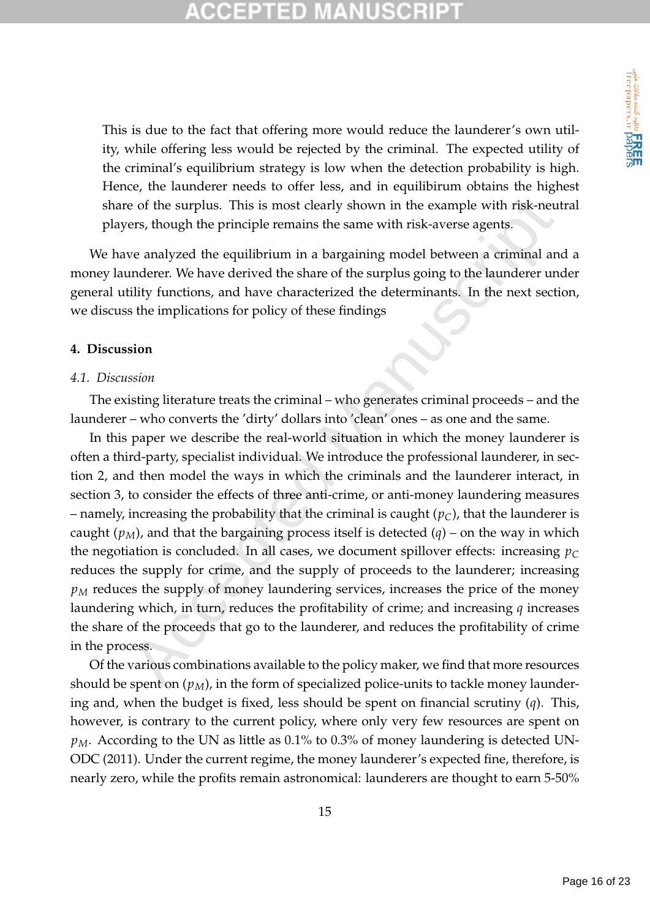This is due to the fact that offering more would reduce the launderer's own utility, while offering less would be rejected by the criminal. The expected utility of the criminal's equilibrium strategy is low when the detection probability is high. Hence, the launderer needs to offer less, and in equilibirum obtains the highest share of the surplus. This is most clearly shown in the example with risk-neutral players, though the principle remains the same with risk-averse agents.

We have analyzed the equilibrium in a bargaining model between a criminal and a money launderer. We have derived the share of the surplus going to the launderer under general utility functions, and have characterized the determinants. In the next section, we discuss the implications for policy of these findings

## 4. Discussion

### *4.1. Discussion*

The existing literature treats the criminal – who generates criminal proceeds – and the launderer – who converts the 'dirty' dollars into 'clean' ones – as one and the same.

In this paper we describe the real-world situation in which the money launderer is often a third-party, specialist individual. We introduce the professional launderer, in section 2, and then model the ways in which the criminals and the launderer interact, in section 3, to consider the effects of three anti-crime, or anti-money laundering measures – namely, increasing the probability that the criminal is caught ($p_C$), that the launderer is caught ($p_M$), and that the bargaining process itself is detected ($q$) – on the way in which the negotiation is concluded. In all cases, we document spillover effects: increasing $p_C$ reduces the supply for crime, and the supply of proceeds to the launderer; increasing $p_M$ reduces the supply of money laundering services, increases the price of the money laundering which, in turn, reduces the profitability of crime; and increasing $q$ increases the share of the proceeds that go to the launderer, and reduces the profitability of crime in the process.

Of the various combinations available to the policy maker, we find that more resources should be spent on ($p_M$), in the form of specialized police-units to tackle money laundering and, when the budget is fixed, less should be spent on financial scrutiny ($q$). This, however, is contrary to the current policy, where only very few resources are spent on $p_M$. According to the UN as little as 0.1% to 0.3% of money laundering is detected UNODC (2011). Under the current regime, the money launderer's expected fine, therefore, is nearly zero, while the profits remain astronomical: launderers are thought to earn 5-50%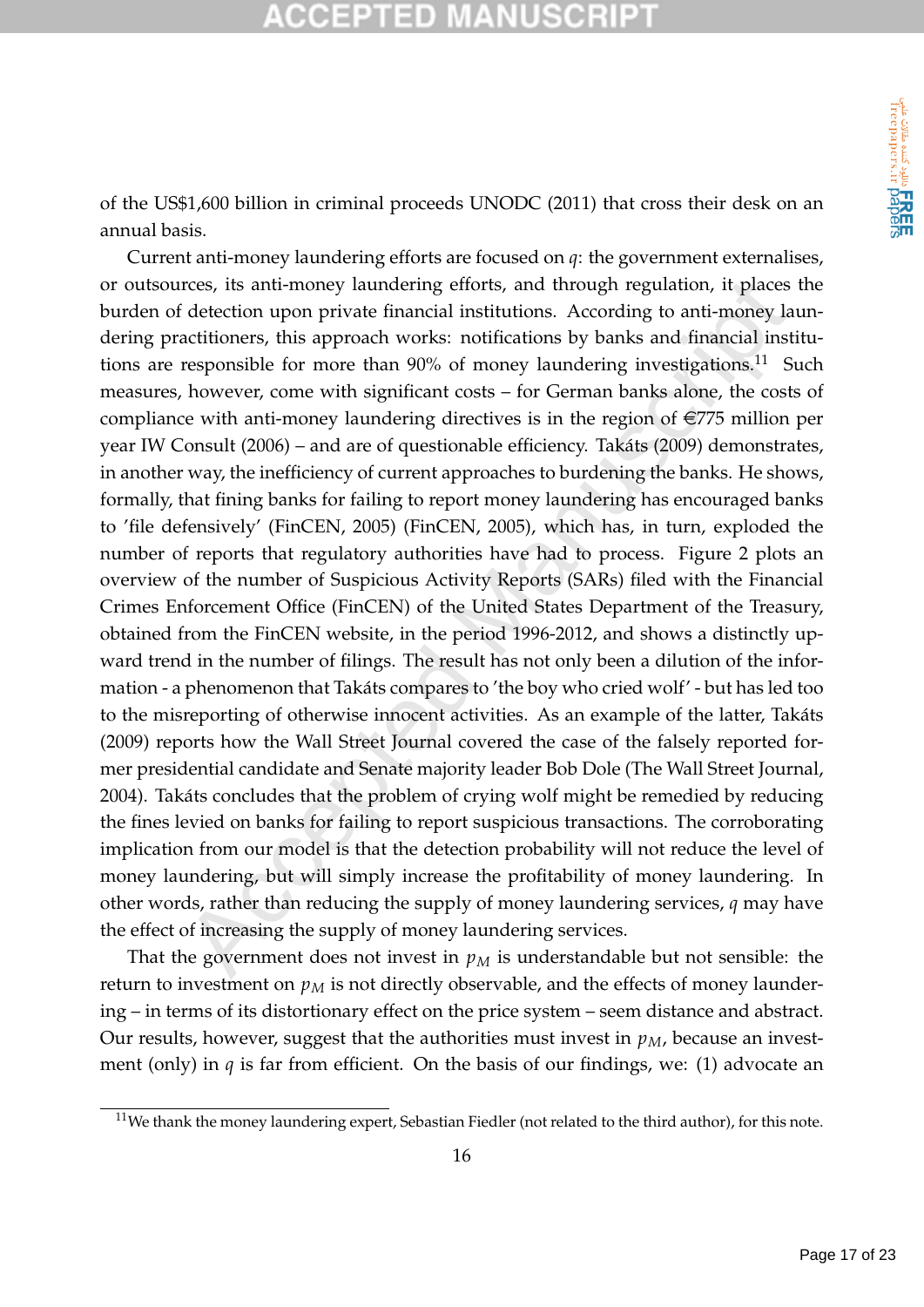of the US$1,600 billion in criminal proceeds UNODC (2011) that cross their desk on an annual basis.

Current anti-money laundering efforts are focused on $q$: the government externalises, or outsources, its anti-money laundering efforts, and through regulation, it places the burden of detection upon private financial institutions. According to anti-money laundering practitioners, this approach works: notifications by banks and financial institutions are responsible for more than 90% of money laundering investigations.[11] Such measures, however, come with significant costs – for German banks alone, the costs of compliance with anti-money laundering directives is in the region of €775 million per year IW Consult (2006) – and are of questionable efficiency. Takáts (2009) demonstrates, in another way, the inefficiency of current approaches to burdening the banks. He shows, formally, that fining banks for failing to report money laundering has encouraged banks to 'file defensively' (FinCEN, 2005) (FinCEN, 2005), which has, in turn, exploded the number of reports that regulatory authorities have had to process. Figure 2 plots an overview of the number of Suspicious Activity Reports (SARs) filed with the Financial Crimes Enforcement Office (FinCEN) of the United States Department of the Treasury, obtained from the FinCEN website, in the period 1996-2012, and shows a distinctly upward trend in the number of filings. The result has not only been a dilution of the information - a phenomenon that Takáts compares to 'the boy who cried wolf' - but has led too to the misreporting of otherwise innocent activities. As an example of the latter, Takáts (2009) reports how the Wall Street Journal covered the case of the falsely reported former presidential candidate and Senate majority leader Bob Dole (The Wall Street Journal, 2004). Takáts concludes that the problem of crying wolf might be remedied by reducing the fines levied on banks for failing to report suspicious transactions. The corroborating implication from our model is that the detection probability will not reduce the level of money laundering, but will simply increase the profitability of money laundering. In other words, rather than reducing the supply of money laundering services, $q$ may have the effect of increasing the supply of money laundering services.

That the government does not invest in $p_M$ is understandable but not sensible: the return to investment on $p_M$ is not directly observable, and the effects of money laundering – in terms of its distortionary effect on the price system – seem distance and abstract. Our results, however, suggest that the authorities must invest in $p_M$, because an investment (only) in $q$ is far from efficient. On the basis of our findings, we: (1) advocate an

[11] We thank the money laundering expert, Sebastian Fiedler (not related to the third author), for this note.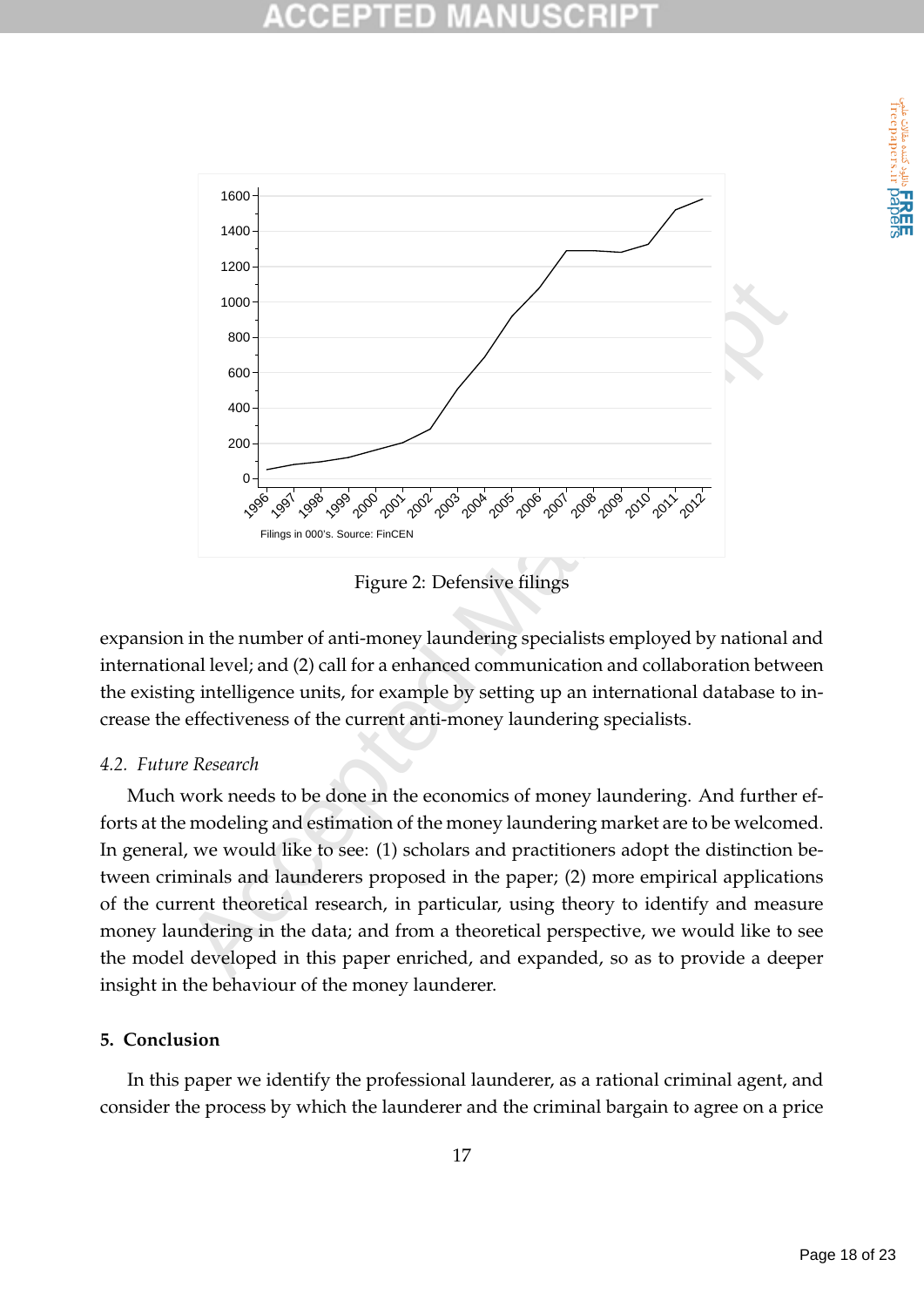Filings in 000's. Source: FinCEN

Figure 2: Defensive filings

expansion in the number of anti-money laundering specialists employed by national and international level; and (2) call for a enhanced communication and collaboration between the existing intelligence units, for example by setting up an international database to increase the effectiveness of the current anti-money laundering specialists.

### 4.2. Future Research

Much work needs to be done in the economics of money laundering. And further efforts at the modeling and estimation of the money laundering market are to be welcomed. In general, we would like to see: (1) scholars and practitioners adopt the distinction between criminals and launderers proposed in the paper; (2) more empirical applications of the current theoretical research, in particular, using theory to identify and measure money laundering in the data; and from a theoretical perspective, we would like to see the model developed in this paper enriched, and expanded, so as to provide a deeper insight in the behaviour of the money launderer.

## 5. Conclusion

In this paper we identify the professional launderer, as a rational criminal agent, and consider the process by which the launderer and the criminal bargain to agree on a price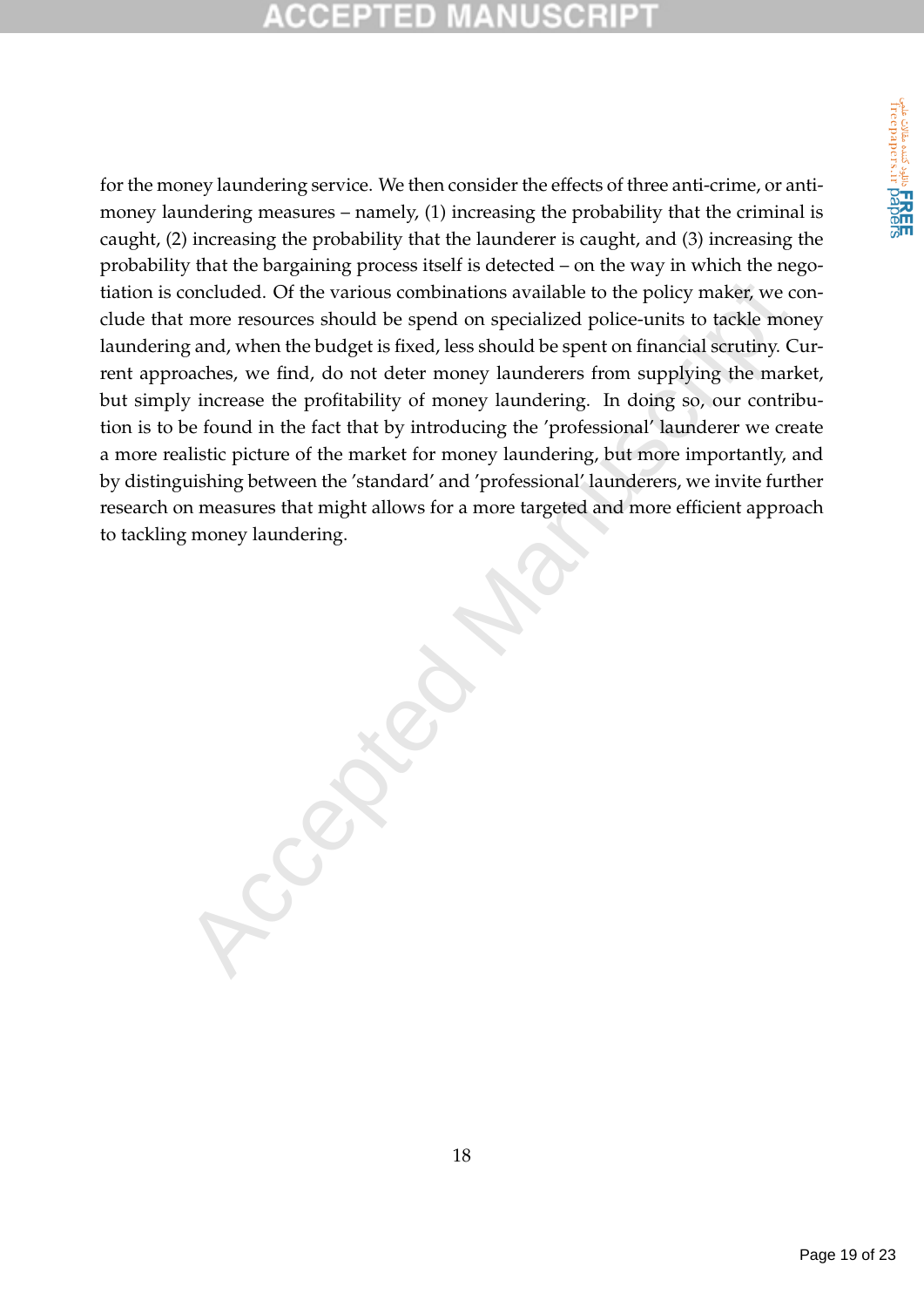for the money laundering service. We then consider the effects of three anti-crime, or anti-money laundering measures – namely, (1) increasing the probability that the criminal is caught, (2) increasing the probability that the launderer is caught, and (3) increasing the probability that the bargaining process itself is detected – on the way in which the negotiation is concluded. Of the various combinations available to the policy maker, we conclude that more resources should be spend on specialized police-units to tackle money laundering and, when the budget is fixed, less should be spent on financial scrutiny. Current approaches, we find, do not deter money launderers from supplying the market, but simply increase the profitability of money laundering. In doing so, our contribution is to be found in the fact that by introducing the 'professional' launderer we create a more realistic picture of the market for money laundering, but more importantly, and by distinguishing between the 'standard' and 'professional' launderers, we invite further research on measures that might allows for a more targeted and more efficient approach to tackling money laundering.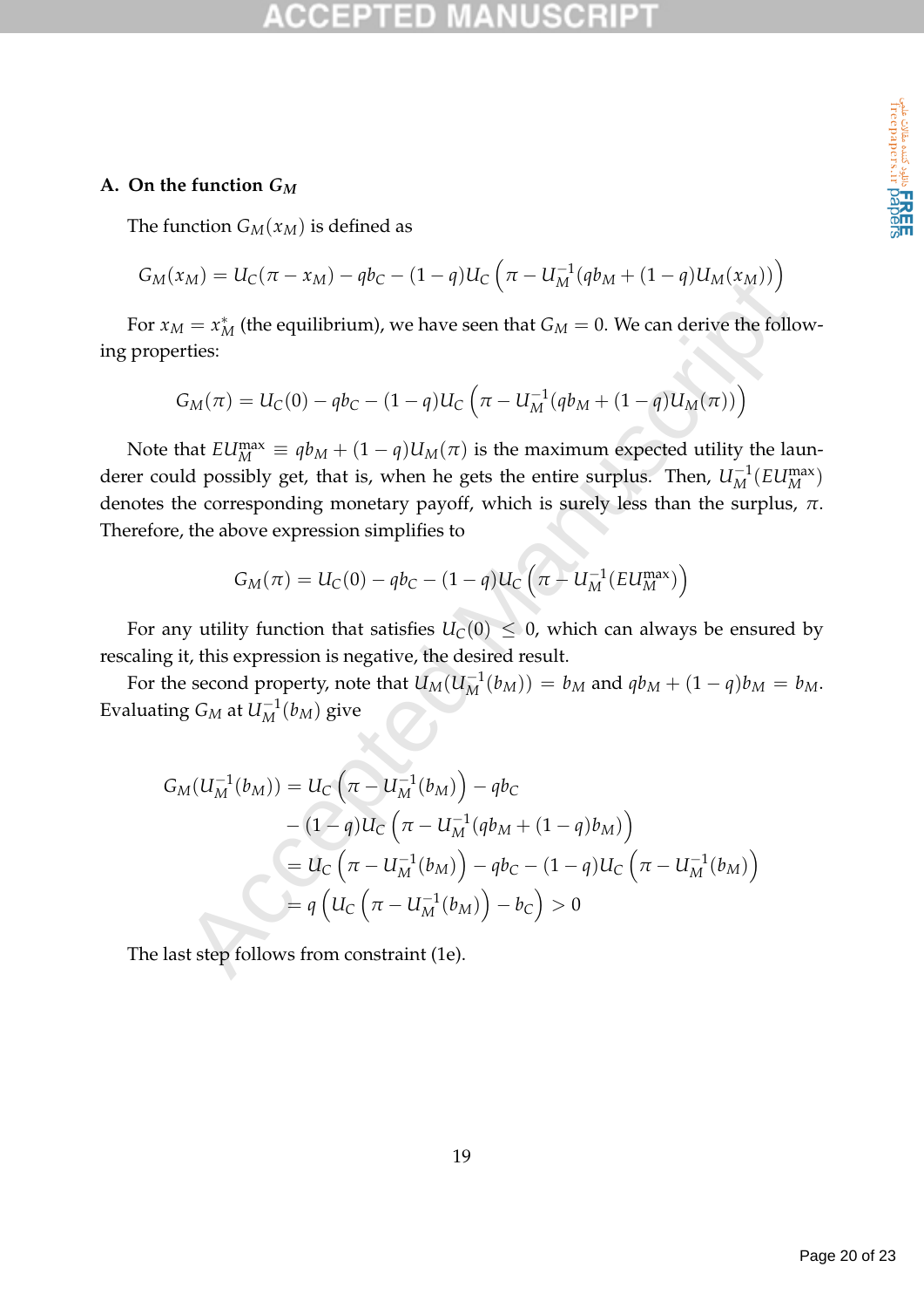### A. On the function $G_M$

The function $G_M(x_M)$ is defined as

$$G_M(x_M) = U_C(\pi - x_M) - qb_C - (1-q)U_C\left(\pi - U_M^{-1}(qb_M + (1-q)U_M(x_M))\right)$$

For $x_M = x_M^*$ (the equilibrium), we have seen that $G_M = 0$. We can derive the following properties:

$$G_M(\pi) = U_C(0) - qb_C - (1-q)U_C\left(\pi - U_M^{-1}(qb_M + (1-q)U_M(\pi))\right)$$

Note that $EU_M^{\max} \equiv qb_M + (1-q)U_M(\pi)$ is the maximum expected utility the launderer could possibly get, that is, when he gets the entire surplus. Then, $U_M^{-1}(EU_M^{\max})$ denotes the corresponding monetary payoff, which is surely less than the surplus, $\pi$. Therefore, the above expression simplifies to

$$G_M(\pi) = U_C(0) - qb_C - (1-q)U_C\left(\pi - U_M^{-1}(EU_M^{\max})\right)$$

For any utility function that satisfies $U_C(0) \leq 0$, which can always be ensured by rescaling it, this expression is negative, the desired result.

For the second property, note that $U_M(U_M^{-1}(b_M)) = b_M$ and $qb_M + (1-q)b_M = b_M$. Evaluating $G_M$ at $U_M^{-1}(b_M)$ give

$$\begin{aligned}
G_M(U_M^{-1}(b_M)) &= U_C\left(\pi - U_M^{-1}(b_M)\right) - qb_C \\
&\quad - (1-q)U_C\left(\pi - U_M^{-1}(qb_M + (1-q)b_M)\right) \\
&= U_C\left(\pi - U_M^{-1}(b_M)\right) - qb_C - (1-q)U_C\left(\pi - U_M^{-1}(b_M)\right) \\
&= q\left(U_C\left(\pi - U_M^{-1}(b_M)\right) - b_C\right) > 0
\end{aligned}$$

The last step follows from constraint (1e).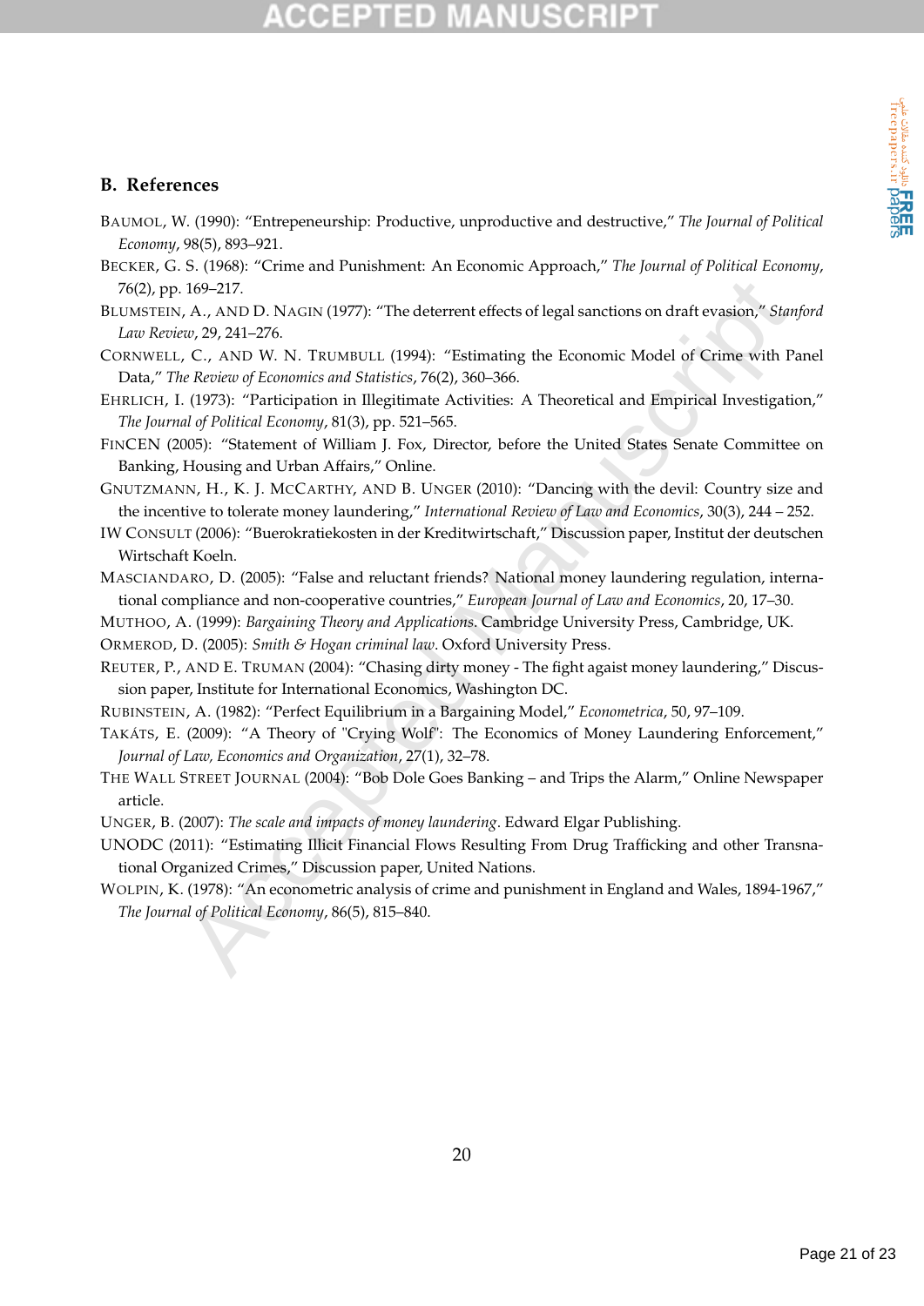## B. References

Baumol, W. (1990): "Entrepeneurship: Productive, unproductive and destructive," *The Journal of Political Economy*, 98(5), 893–921.

Becker, G. S. (1968): "Crime and Punishment: An Economic Approach," *The Journal of Political Economy*, 76(2), pp. 169–217.

Blumstein, A., and D. Nagin (1977): "The deterrent effects of legal sanctions on draft evasion," *Stanford Law Review*, 29, 241–276.

Cornwell, C., and W. N. Trumbull (1994): "Estimating the Economic Model of Crime with Panel Data," *The Review of Economics and Statistics*, 76(2), 360–366.

Ehrlich, I. (1973): "Participation in Illegitimate Activities: A Theoretical and Empirical Investigation," *The Journal of Political Economy*, 81(3), pp. 521–565.

FinCEN (2005): "Statement of William J. Fox, Director, before the United States Senate Committee on Banking, Housing and Urban Affairs," Online.

Gnutzmann, H., K. J. McCarthy, and B. Unger (2010): "Dancing with the devil: Country size and the incentive to tolerate money laundering," *International Review of Law and Economics*, 30(3), 244 – 252.

IW Consult (2006): "Buerokratiekosten in der Kreditwirtschaft," Discussion paper, Institut der deutschen Wirtschaft Koeln.

Masciandaro, D. (2005): "False and reluctant friends? National money laundering regulation, international compliance and non-cooperative countries," *European Journal of Law and Economics*, 20, 17–30.

Muthoo, A. (1999): *Bargaining Theory and Applications*. Cambridge University Press, Cambridge, UK.

Ormerod, D. (2005): *Smith & Hogan criminal law*. Oxford University Press.

Reuter, P., and E. Truman (2004): "Chasing dirty money - The fight agaist money laundering," Discussion paper, Institute for International Economics, Washington DC.

Rubinstein, A. (1982): "Perfect Equilibrium in a Bargaining Model," *Econometrica*, 50, 97–109.

Takáts, E. (2009): "A Theory of "Crying Wolf": The Economics of Money Laundering Enforcement," *Journal of Law, Economics and Organization*, 27(1), 32–78.

The Wall Street Journal (2004): "Bob Dole Goes Banking – and Trips the Alarm," Online Newspaper article.

Unger, B. (2007): *The scale and impacts of money laundering*. Edward Elgar Publishing.

UNODC (2011): "Estimating Illicit Financial Flows Resulting From Drug Trafficking and other Transnational Organized Crimes," Discussion paper, United Nations.

Wolpin, K. (1978): "An econometric analysis of crime and punishment in England and Wales, 1894-1967," *The Journal of Political Economy*, 86(5), 815–840.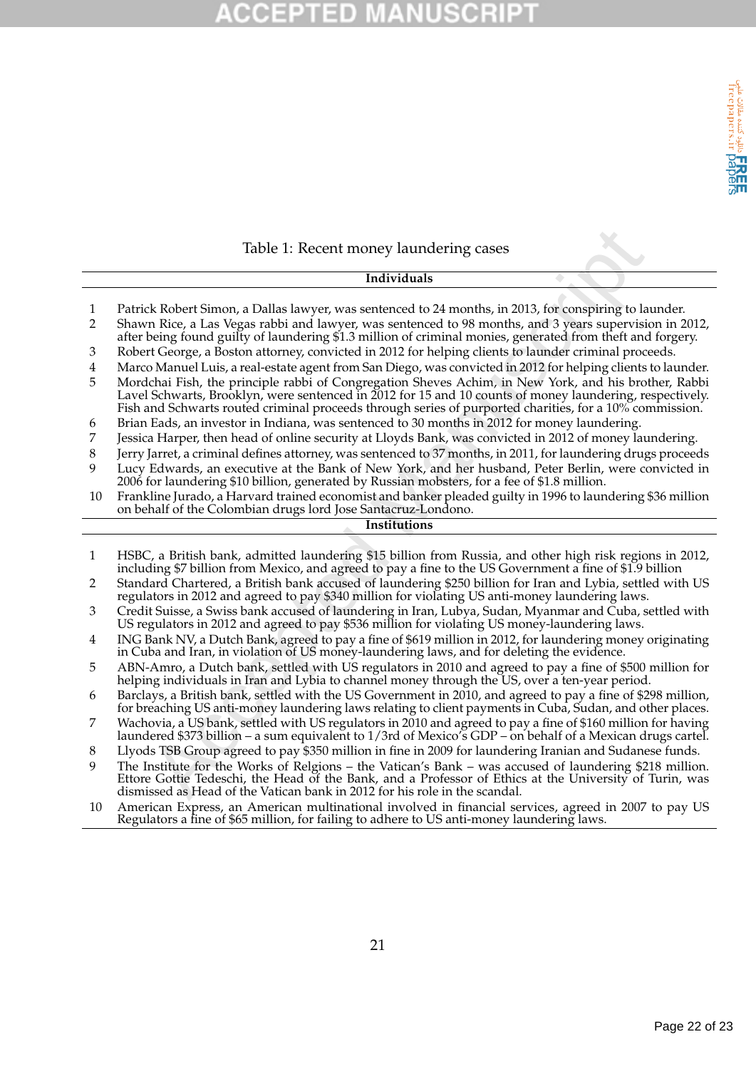Table 1: Recent money laundering cases

| | **Individuals** |
|---|---|
| 1 | Patrick Robert Simon, a Dallas lawyer, was sentenced to 24 months, in 2013, for conspiring to launder. |
| 2 | Shawn Rice, a Las Vegas rabbi and lawyer, was sentenced to 98 months, and 3 years supervision in 2012, after being found guilty of laundering $1.3 million of criminal monies, generated from theft and forgery. |
| 3 | Robert George, a Boston attorney, convicted in 2012 for helping clients to launder criminal proceeds. |
| 4 | Marco Manuel Luis, a real-estate agent from San Diego, was convicted in 2012 for helping clients to launder. |
| 5 | Mordchai Fish, the principle rabbi of Congregation Sheves Achim, in New York, and his brother, Rabbi Lavel Schwarts, Brooklyn, were sentenced in 2012 for 15 and 10 counts of money laundering, respectively. Fish and Schwarts routed criminal proceeds through series of purported charities, for a 10% commission. |
| 6 | Brian Eads, an investor in Indiana, was sentenced to 30 months in 2012 for money laundering. |
| 7 | Jessica Harper, then head of online security at Lloyds Bank, was convicted in 2012 of money laundering. |
| 8 | Jerry Jarret, a criminal defines attorney, was sentenced to 37 months, in 2011, for laundering drugs proceeds |
| 9 | Lucy Edwards, an executive at the Bank of New York, and her husband, Peter Berlin, were convicted in 2006 for laundering $10 billion, generated by Russian mobsters, for a fee of $1.8 million. |
| 10 | Frankline Jurado, a Harvard trained economist and banker pleaded guilty in 1996 to laundering $36 million on behalf of the Colombian drugs lord Jose Santacruz-Londono. |
| | **Institutions** |
| 1 | HSBC, a British bank, admitted laundering $15 billion from Russia, and other high risk regions in 2012, including $7 billion from Mexico, and agreed to pay a fine to the US Government a fine of $1.9 billion |
| 2 | Standard Chartered, a British bank accused of laundering $250 billion for Iran and Lybia, settled with US regulators in 2012 and agreed to pay $340 million for violating US anti-money laundering laws. |
| 3 | Credit Suisse, a Swiss bank accused of laundering in Iran, Lubya, Sudan, Myanmar and Cuba, settled with US regulators in 2012 and agreed to pay $536 million for violating US money-laundering laws. |
| 4 | ING Bank NV, a Dutch Bank, agreed to pay a fine of $619 million in 2012, for laundering money originating in Cuba and Iran, in violation of US money-laundering laws, and for deleting the evidence. |
| 5 | ABN-Amro, a Dutch bank, settled with US regulators in 2010 and agreed to pay a fine of $500 million for helping individuals in Iran and Lybia to channel money through the US, over a ten-year period. |
| 6 | Barclays, a British bank, settled with the US Government in 2010, and agreed to pay a fine of $298 million, for breaching US anti-money laundering laws relating to client payments in Cuba, Sudan, and other places. |
| 7 | Wachovia, a US bank, settled with US regulators in 2010 and agreed to pay a fine of $160 million for having laundered $373 billion – a sum equivalent to 1/3rd of Mexico's GDP – on behalf of a Mexican drugs cartel. |
| 8 | Llyods TSB Group agreed to pay $350 million in fine in 2009 for laundering Iranian and Sudanese funds. |
| 9 | The Institute for the Works of Relgions – the Vatican's Bank – was accused of laundering $218 million. Ettore Gottie Tedeschi, the Head of the Bank, and a Professor of Ethics at the University of Turin, was dismissed as Head of the Vatican bank in 2012 for his role in the scandal. |
| 10 | American Express, an American multinational involved in financial services, agreed in 2007 to pay US Regulators a fine of $65 million, for failing to adhere to US anti-money laundering laws. |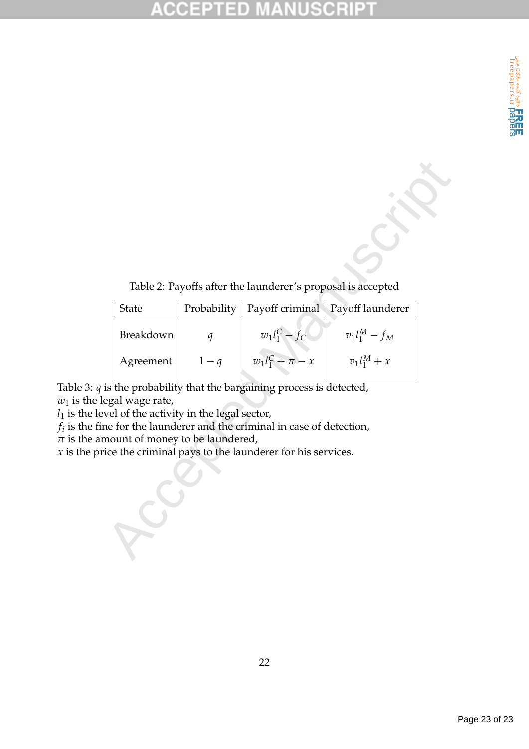Table 2: Payoffs after the launderer's proposal is accepted

| State | Probability | Payoff criminal | Payoff launderer |
|---|---|---|---|
| Breakdown | $q$ | $w_1 l_1^C - f_C$ | $v_1 l_1^M - f_M$ |
| Agreement | $1 - q$ | $w_1 l_1^C + \pi - x$ | $v_1 l_1^M + x$ |

Table 3: $q$ is the probability that the bargaining process is detected,
$w_1$ is the legal wage rate,
$l_1$ is the level of the activity in the legal sector,
$f_i$ is the fine for the launderer and the criminal in case of detection,
$\pi$ is the amount of money to be laundered,
$x$ is the price the criminal pays to the launderer for his services.